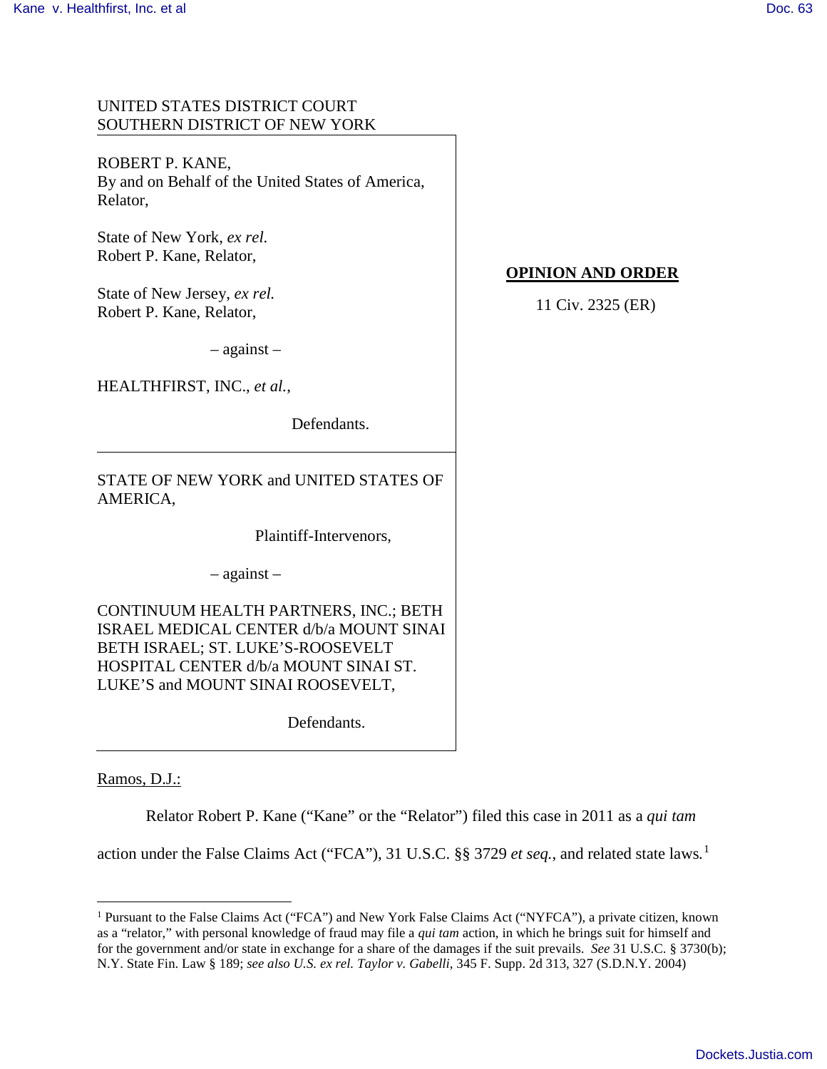UNITED STATES DISTRICT COURT
SOUTHERN DISTRICT OF NEW YORK

ROBERT P. KANE,
By and on Behalf of the United States of America,
Relator,

State of New York, *ex rel.*
Robert P. Kane, Relator,

State of New Jersey, *ex rel.*
Robert P. Kane, Relator,

– against –

HEALTHFIRST, INC., *et al.*,

Defendants.

STATE OF NEW YORK and UNITED STATES OF AMERICA,

Plaintiff-Intervenors,

– against –

CONTINUUM HEALTH PARTNERS, INC.; BETH ISRAEL MEDICAL CENTER d/b/a MOUNT SINAI BETH ISRAEL; ST. LUKE'S-ROOSEVELT HOSPITAL CENTER d/b/a MOUNT SINAI ST. LUKE'S and MOUNT SINAI ROOSEVELT,

Defendants.

**OPINION AND ORDER**

11 Civ. 2325 (ER)

Ramos, D.J.:

Relator Robert P. Kane ("Kane" or the "Relator") filed this case in 2011 as a *qui tam* action under the False Claims Act ("FCA"), 31 U.S.C. §§ 3729 *et seq.*, and related state laws.[1]

[1] Pursuant to the False Claims Act ("FCA") and New York False Claims Act ("NYFCA"), a private citizen, known as a "relator," with personal knowledge of fraud may file a *qui tam* action, in which he brings suit for himself and for the government and/or state in exchange for a share of the damages if the suit prevails. *See* 31 U.S.C. § 3730(b); N.Y. State Fin. Law § 189; *see also U.S. ex rel. Taylor v. Gabelli*, 345 F. Supp. 2d 313, 327 (S.D.N.Y. 2004)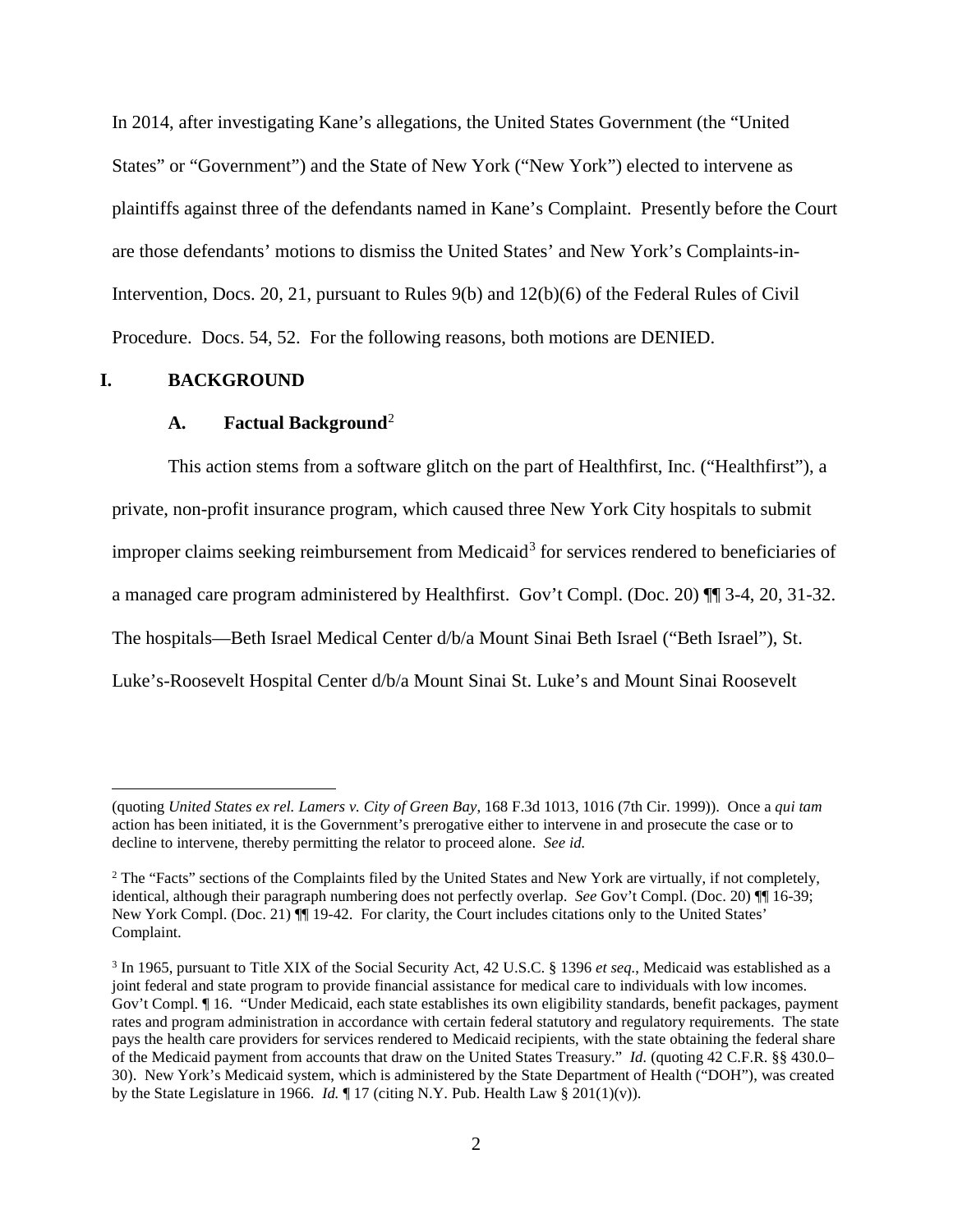In 2014, after investigating Kane's allegations, the United States Government (the "United States" or "Government") and the State of New York ("New York") elected to intervene as plaintiffs against three of the defendants named in Kane's Complaint. Presently before the Court are those defendants' motions to dismiss the United States' and New York's Complaints-in-Intervention, Docs. 20, 21, pursuant to Rules 9(b) and 12(b)(6) of the Federal Rules of Civil Procedure. Docs. 54, 52. For the following reasons, both motions are DENIED.

## I. BACKGROUND

### A. Factual Background[2]

This action stems from a software glitch on the part of Healthfirst, Inc. ("Healthfirst"), a private, non-profit insurance program, which caused three New York City hospitals to submit improper claims seeking reimbursement from Medicaid[3] for services rendered to beneficiaries of a managed care program administered by Healthfirst. Gov't Compl. (Doc. 20) ¶¶ 3-4, 20, 31-32. The hospitals—Beth Israel Medical Center d/b/a Mount Sinai Beth Israel ("Beth Israel"), St. Luke's-Roosevelt Hospital Center d/b/a Mount Sinai St. Luke's and Mount Sinai Roosevelt

---

(quoting *United States ex rel. Lamers v. City of Green Bay*, 168 F.3d 1013, 1016 (7th Cir. 1999)). Once a *qui tam* action has been initiated, it is the Government's prerogative either to intervene in and prosecute the case or to decline to intervene, thereby permitting the relator to proceed alone. *See id.*

[2] The "Facts" sections of the Complaints filed by the United States and New York are virtually, if not completely, identical, although their paragraph numbering does not perfectly overlap. *See* Gov't Compl. (Doc. 20) ¶¶ 16-39; New York Compl. (Doc. 21) ¶¶ 19-42. For clarity, the Court includes citations only to the United States' Complaint.

[3] In 1965, pursuant to Title XIX of the Social Security Act, 42 U.S.C. § 1396 *et seq.*, Medicaid was established as a joint federal and state program to provide financial assistance for medical care to individuals with low incomes. Gov't Compl. ¶ 16. "Under Medicaid, each state establishes its own eligibility standards, benefit packages, payment rates and program administration in accordance with certain federal statutory and regulatory requirements. The state pays the health care providers for services rendered to Medicaid recipients, with the state obtaining the federal share of the Medicaid payment from accounts that draw on the United States Treasury." *Id.* (quoting 42 C.F.R. §§ 430.0–30). New York's Medicaid system, which is administered by the State Department of Health ("DOH"), was created by the State Legislature in 1966. *Id.* ¶ 17 (citing N.Y. Pub. Health Law § 201(1)(v)).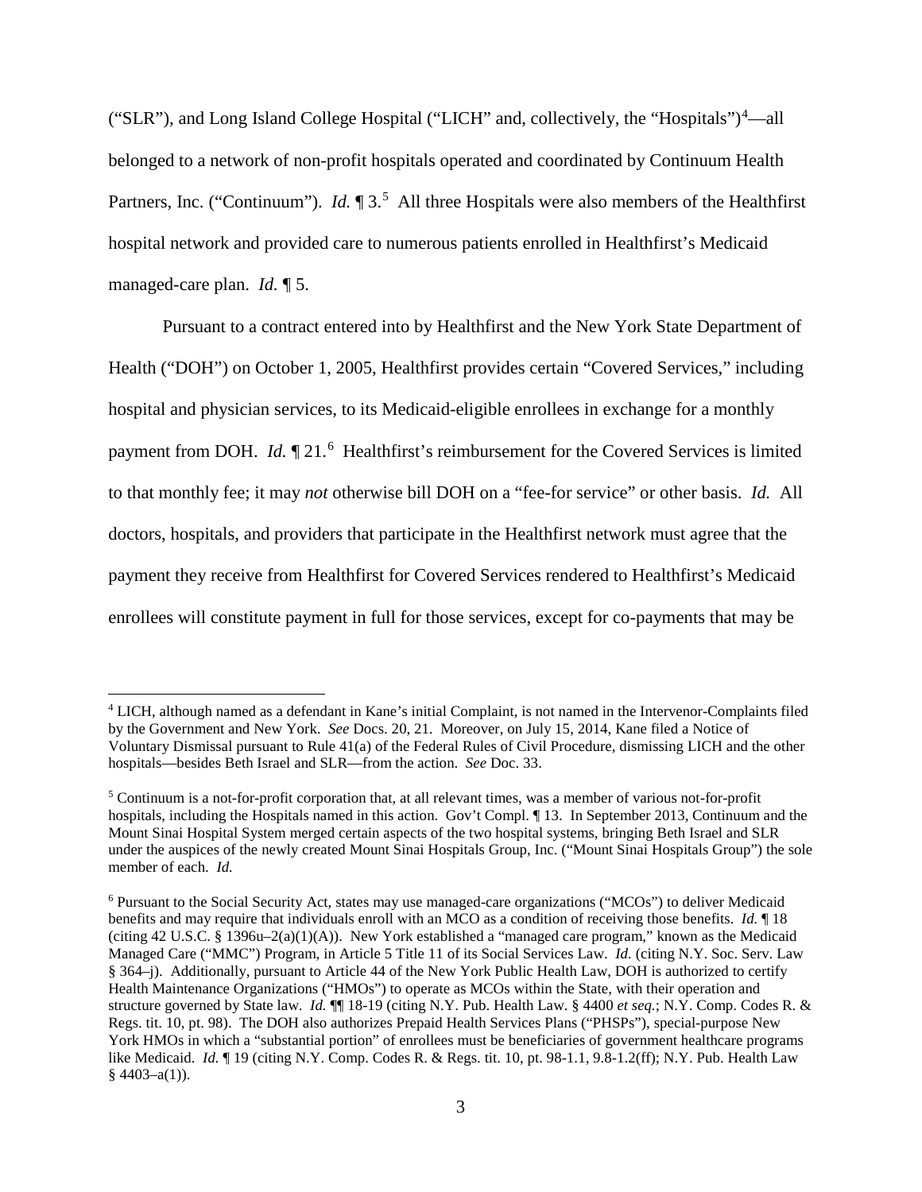("SLR"), and Long Island College Hospital ("LICH" and, collectively, the "Hospitals")[4]—all belonged to a network of non-profit hospitals operated and coordinated by Continuum Health Partners, Inc. ("Continuum"). *Id.* ¶ 3.[5] All three Hospitals were also members of the Healthfirst hospital network and provided care to numerous patients enrolled in Healthfirst's Medicaid managed-care plan. *Id.* ¶ 5.

Pursuant to a contract entered into by Healthfirst and the New York State Department of Health ("DOH") on October 1, 2005, Healthfirst provides certain "Covered Services," including hospital and physician services, to its Medicaid-eligible enrollees in exchange for a monthly payment from DOH. *Id.* ¶ 21.[6] Healthfirst's reimbursement for the Covered Services is limited to that monthly fee; it may *not* otherwise bill DOH on a "fee-for service" or other basis. *Id.* All doctors, hospitals, and providers that participate in the Healthfirst network must agree that the payment they receive from Healthfirst for Covered Services rendered to Healthfirst's Medicaid enrollees will constitute payment in full for those services, except for co-payments that may be

---

[4] LICH, although named as a defendant in Kane's initial Complaint, is not named in the Intervenor-Complaints filed by the Government and New York. *See* Docs. 20, 21. Moreover, on July 15, 2014, Kane filed a Notice of Voluntary Dismissal pursuant to Rule 41(a) of the Federal Rules of Civil Procedure, dismissing LICH and the other hospitals—besides Beth Israel and SLR—from the action. *See* Doc. 33.

[5] Continuum is a not-for-profit corporation that, at all relevant times, was a member of various not-for-profit hospitals, including the Hospitals named in this action. Gov't Compl. ¶ 13. In September 2013, Continuum and the Mount Sinai Hospital System merged certain aspects of the two hospital systems, bringing Beth Israel and SLR under the auspices of the newly created Mount Sinai Hospitals Group, Inc. ("Mount Sinai Hospitals Group") the sole member of each. *Id.*

[6] Pursuant to the Social Security Act, states may use managed-care organizations ("MCOs") to deliver Medicaid benefits and may require that individuals enroll with an MCO as a condition of receiving those benefits. *Id.* ¶ 18 (citing 42 U.S.C. § 1396u–2(a)(1)(A)). New York established a "managed care program," known as the Medicaid Managed Care ("MMC") Program, in Article 5 Title 11 of its Social Services Law. *Id.* (citing N.Y. Soc. Serv. Law § 364–j). Additionally, pursuant to Article 44 of the New York Public Health Law, DOH is authorized to certify Health Maintenance Organizations ("HMOs") to operate as MCOs within the State, with their operation and structure governed by State law. *Id.* ¶¶ 18-19 (citing N.Y. Pub. Health Law. § 4400 *et seq.*; N.Y. Comp. Codes R. & Regs. tit. 10, pt. 98). The DOH also authorizes Prepaid Health Services Plans ("PHSPs"), special-purpose New York HMOs in which a "substantial portion" of enrollees must be beneficiaries of government healthcare programs like Medicaid. *Id.* ¶ 19 (citing N.Y. Comp. Codes R. & Regs. tit. 10, pt. 98-1.1, 9.8-1.2(ff); N.Y. Pub. Health Law § 4403–a(1)).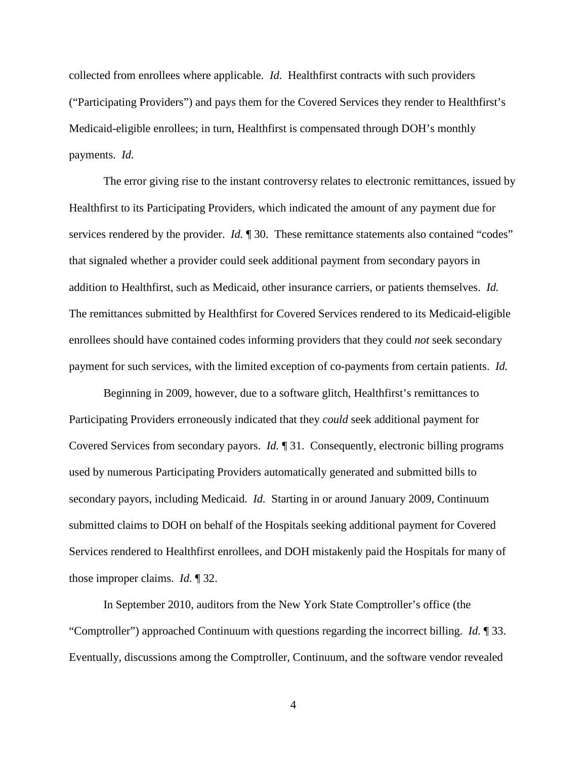collected from enrollees where applicable. *Id.* Healthfirst contracts with such providers ("Participating Providers") and pays them for the Covered Services they render to Healthfirst's Medicaid-eligible enrollees; in turn, Healthfirst is compensated through DOH's monthly payments. *Id.*

The error giving rise to the instant controversy relates to electronic remittances, issued by Healthfirst to its Participating Providers, which indicated the amount of any payment due for services rendered by the provider. *Id.* ¶ 30. These remittance statements also contained "codes" that signaled whether a provider could seek additional payment from secondary payors in addition to Healthfirst, such as Medicaid, other insurance carriers, or patients themselves. *Id.* The remittances submitted by Healthfirst for Covered Services rendered to its Medicaid-eligible enrollees should have contained codes informing providers that they could *not* seek secondary payment for such services, with the limited exception of co-payments from certain patients. *Id.*

Beginning in 2009, however, due to a software glitch, Healthfirst's remittances to Participating Providers erroneously indicated that they *could* seek additional payment for Covered Services from secondary payors. *Id.* ¶ 31. Consequently, electronic billing programs used by numerous Participating Providers automatically generated and submitted bills to secondary payors, including Medicaid. *Id.* Starting in or around January 2009, Continuum submitted claims to DOH on behalf of the Hospitals seeking additional payment for Covered Services rendered to Healthfirst enrollees, and DOH mistakenly paid the Hospitals for many of those improper claims. *Id.* ¶ 32.

In September 2010, auditors from the New York State Comptroller's office (the "Comptroller") approached Continuum with questions regarding the incorrect billing. *Id.* ¶ 33. Eventually, discussions among the Comptroller, Continuum, and the software vendor revealed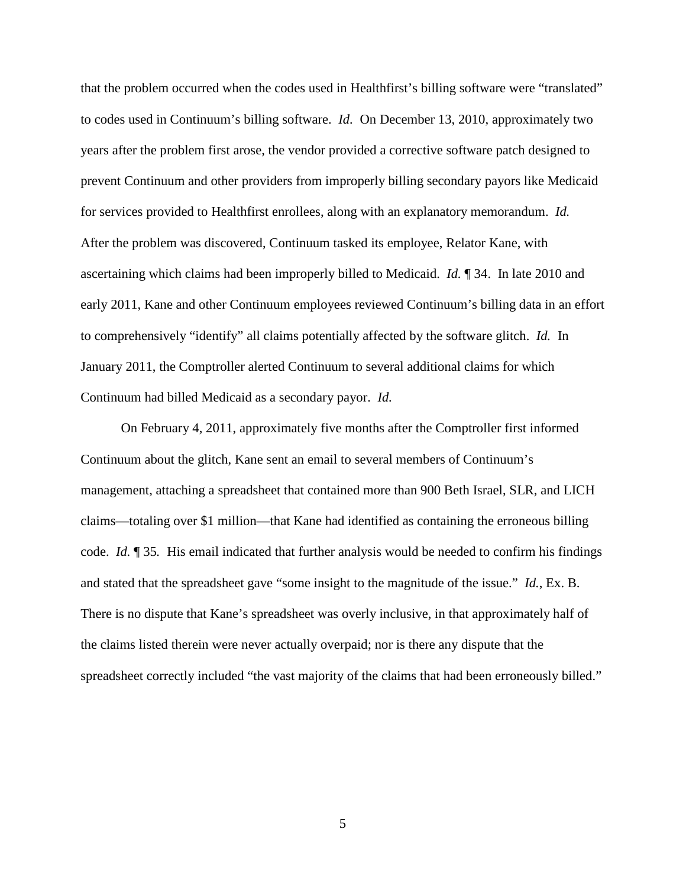that the problem occurred when the codes used in Healthfirst's billing software were "translated" to codes used in Continuum's billing software. *Id*. On December 13, 2010, approximately two years after the problem first arose, the vendor provided a corrective software patch designed to prevent Continuum and other providers from improperly billing secondary payors like Medicaid for services provided to Healthfirst enrollees, along with an explanatory memorandum. *Id.* After the problem was discovered, Continuum tasked its employee, Relator Kane, with ascertaining which claims had been improperly billed to Medicaid. *Id.* ¶ 34. In late 2010 and early 2011, Kane and other Continuum employees reviewed Continuum's billing data in an effort to comprehensively "identify" all claims potentially affected by the software glitch. *Id.* In January 2011, the Comptroller alerted Continuum to several additional claims for which Continuum had billed Medicaid as a secondary payor. *Id.*

On February 4, 2011, approximately five months after the Comptroller first informed Continuum about the glitch, Kane sent an email to several members of Continuum's management, attaching a spreadsheet that contained more than 900 Beth Israel, SLR, and LICH claims—totaling over $1 million—that Kane had identified as containing the erroneous billing code. *Id.* ¶ 35. His email indicated that further analysis would be needed to confirm his findings and stated that the spreadsheet gave "some insight to the magnitude of the issue." *Id.*, Ex. B. There is no dispute that Kane's spreadsheet was overly inclusive, in that approximately half of the claims listed therein were never actually overpaid; nor is there any dispute that the spreadsheet correctly included "the vast majority of the claims that had been erroneously billed."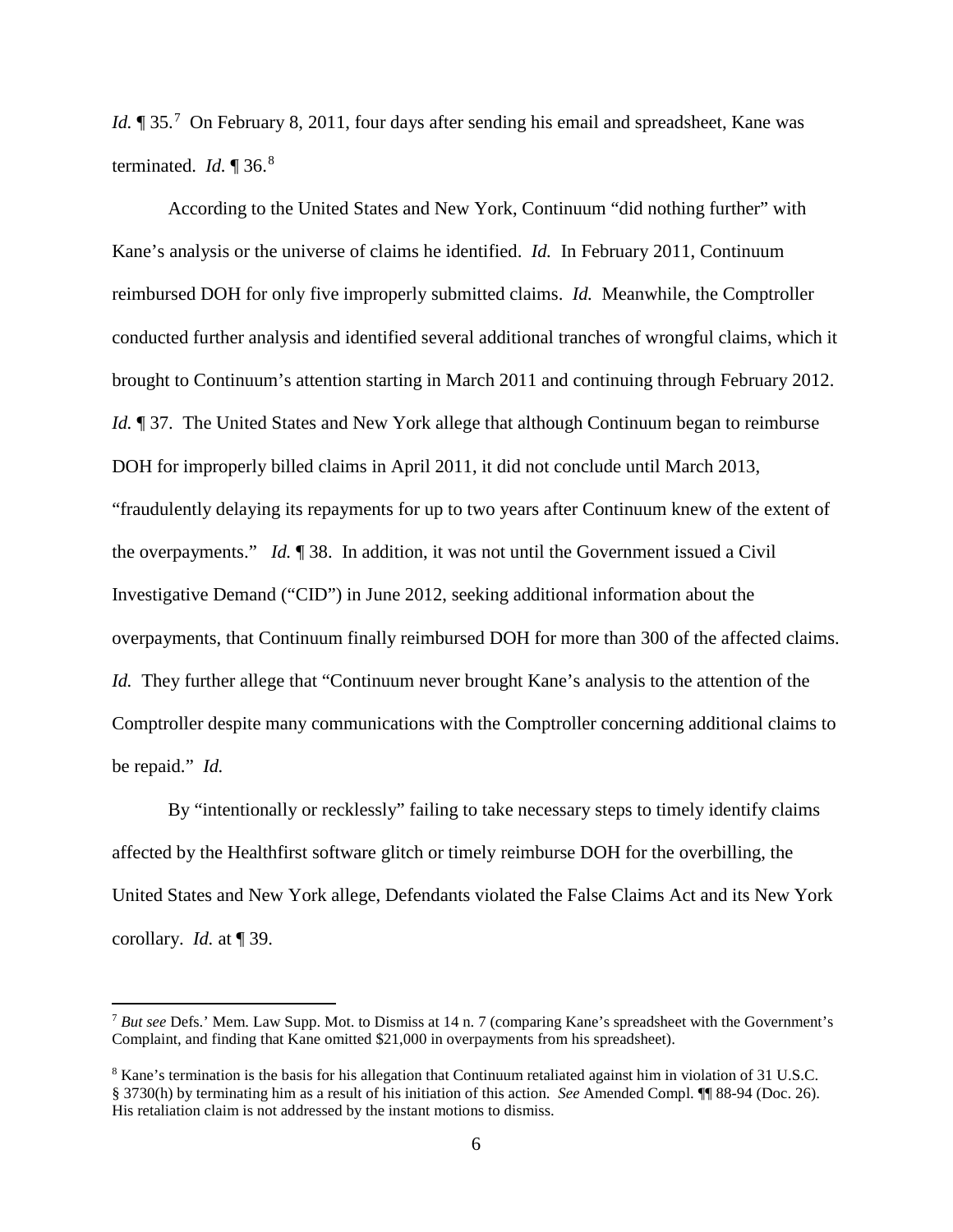*Id.* ¶ 35.[7] On February 8, 2011, four days after sending his email and spreadsheet, Kane was terminated. *Id.* ¶ 36.[8]

According to the United States and New York, Continuum "did nothing further" with Kane's analysis or the universe of claims he identified. *Id.* In February 2011, Continuum reimbursed DOH for only five improperly submitted claims. *Id.* Meanwhile, the Comptroller conducted further analysis and identified several additional tranches of wrongful claims, which it brought to Continuum's attention starting in March 2011 and continuing through February 2012. *Id.* ¶ 37. The United States and New York allege that although Continuum began to reimburse DOH for improperly billed claims in April 2011, it did not conclude until March 2013, "fraudulently delaying its repayments for up to two years after Continuum knew of the extent of the overpayments." *Id.* ¶ 38. In addition, it was not until the Government issued a Civil Investigative Demand ("CID") in June 2012, seeking additional information about the overpayments, that Continuum finally reimbursed DOH for more than 300 of the affected claims. *Id.* They further allege that "Continuum never brought Kane's analysis to the attention of the Comptroller despite many communications with the Comptroller concerning additional claims to be repaid." *Id.*

By "intentionally or recklessly" failing to take necessary steps to timely identify claims affected by the Healthfirst software glitch or timely reimburse DOH for the overbilling, the United States and New York allege, Defendants violated the False Claims Act and its New York corollary. *Id.* at ¶ 39.

---

[7] *But see* Defs.' Mem. Law Supp. Mot. to Dismiss at 14 n. 7 (comparing Kane's spreadsheet with the Government's Complaint, and finding that Kane omitted $21,000 in overpayments from his spreadsheet).

[8] Kane's termination is the basis for his allegation that Continuum retaliated against him in violation of 31 U.S.C. § 3730(h) by terminating him as a result of his initiation of this action. *See* Amended Compl. ¶¶ 88-94 (Doc. 26). His retaliation claim is not addressed by the instant motions to dismiss.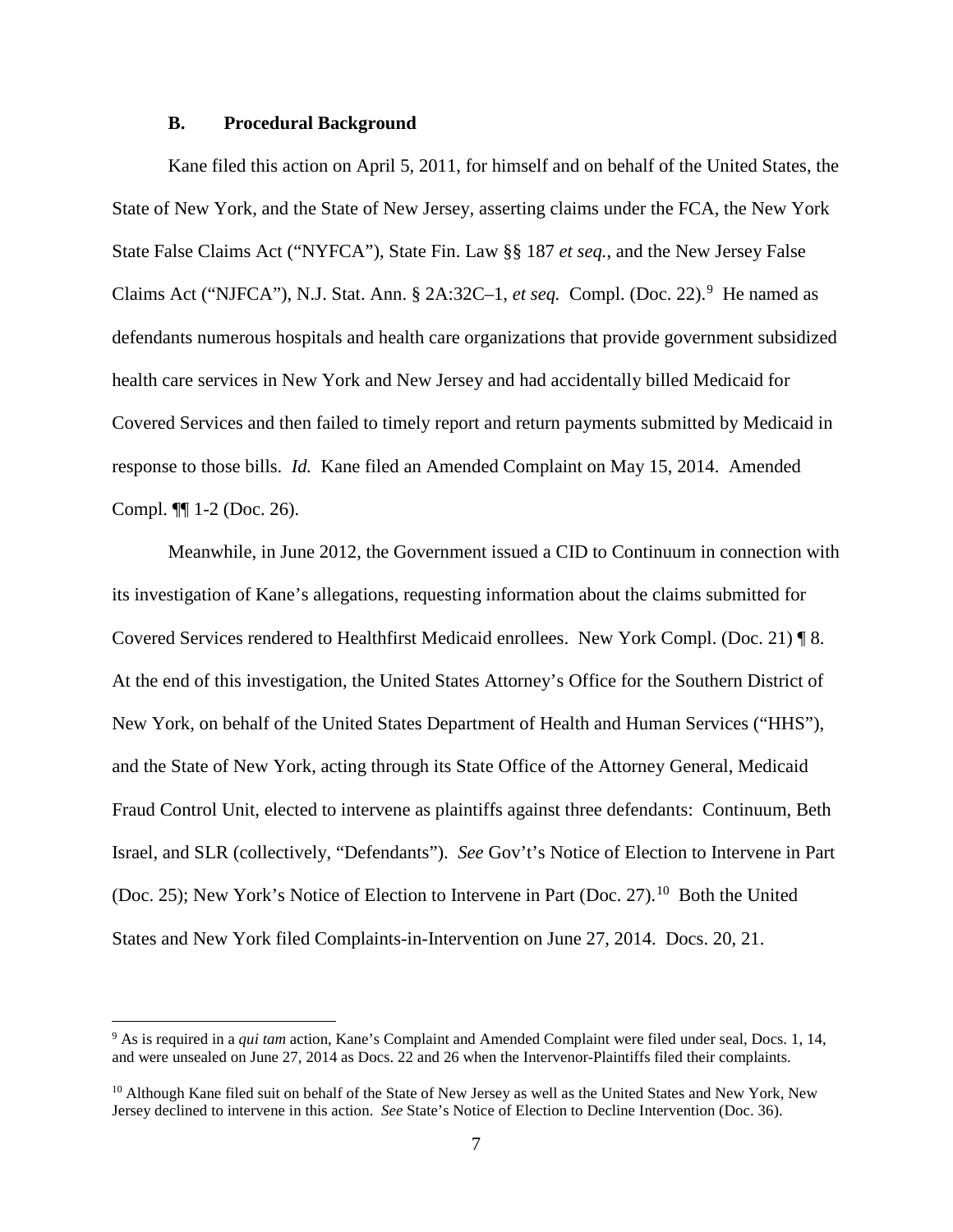### B. Procedural Background

Kane filed this action on April 5, 2011, for himself and on behalf of the United States, the State of New York, and the State of New Jersey, asserting claims under the FCA, the New York State False Claims Act ("NYFCA"), State Fin. Law §§ 187 *et seq.*, and the New Jersey False Claims Act ("NJFCA"), N.J. Stat. Ann. § 2A:32C–1, *et seq.* Compl. (Doc. 22).[9] He named as defendants numerous hospitals and health care organizations that provide government subsidized health care services in New York and New Jersey and had accidentally billed Medicaid for Covered Services and then failed to timely report and return payments submitted by Medicaid in response to those bills. *Id.* Kane filed an Amended Complaint on May 15, 2014. Amended Compl. ¶¶ 1-2 (Doc. 26).

Meanwhile, in June 2012, the Government issued a CID to Continuum in connection with its investigation of Kane's allegations, requesting information about the claims submitted for Covered Services rendered to Healthfirst Medicaid enrollees. New York Compl. (Doc. 21) ¶ 8. At the end of this investigation, the United States Attorney's Office for the Southern District of New York, on behalf of the United States Department of Health and Human Services ("HHS"), and the State of New York, acting through its State Office of the Attorney General, Medicaid Fraud Control Unit, elected to intervene as plaintiffs against three defendants: Continuum, Beth Israel, and SLR (collectively, "Defendants"). *See* Gov't's Notice of Election to Intervene in Part (Doc. 25); New York's Notice of Election to Intervene in Part (Doc. 27).[10] Both the United States and New York filed Complaints-in-Intervention on June 27, 2014. Docs. 20, 21.

---

[9] As is required in a *qui tam* action, Kane's Complaint and Amended Complaint were filed under seal, Docs. 1, 14, and were unsealed on June 27, 2014 as Docs. 22 and 26 when the Intervenor-Plaintiffs filed their complaints.

[10] Although Kane filed suit on behalf of the State of New Jersey as well as the United States and New York, New Jersey declined to intervene in this action. *See* State's Notice of Election to Decline Intervention (Doc. 36).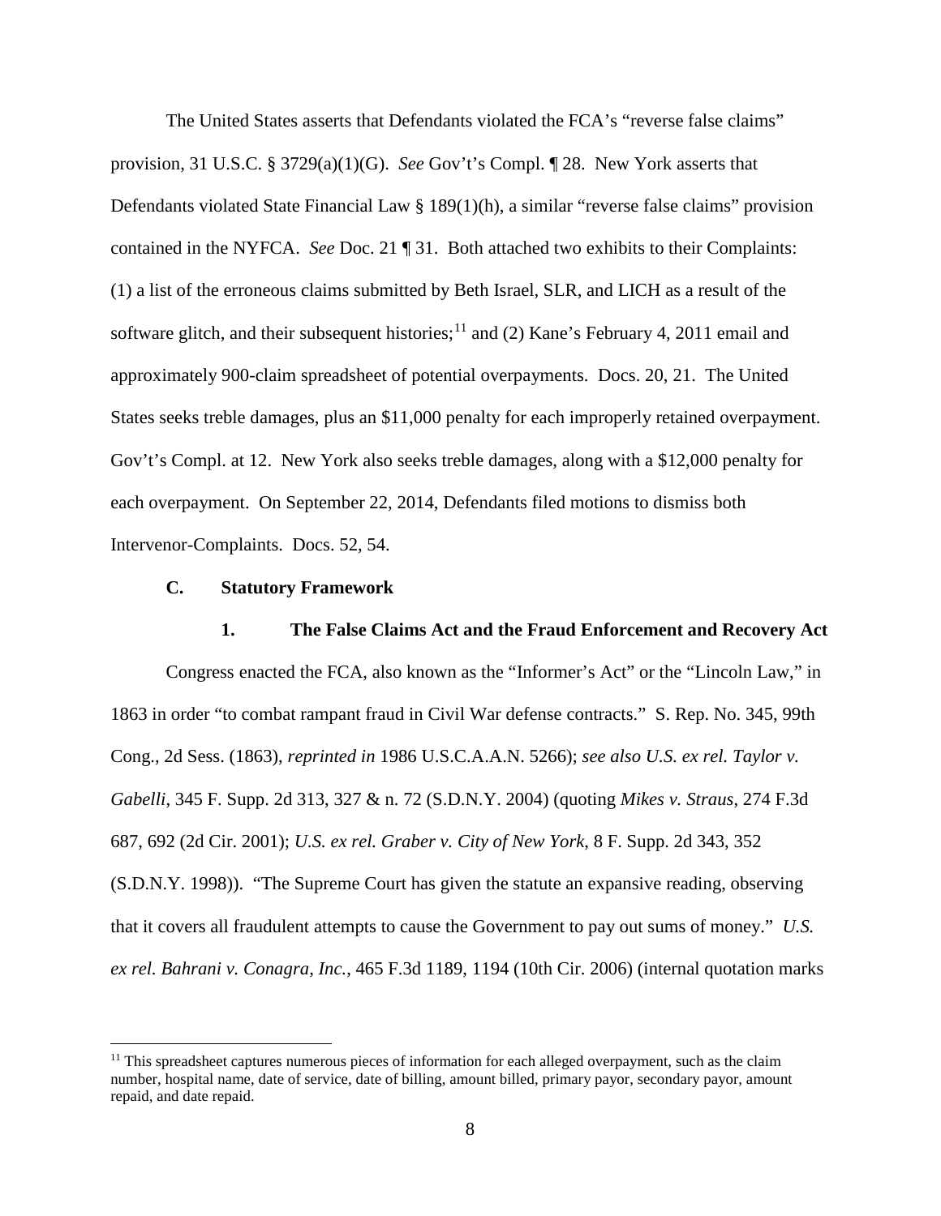The United States asserts that Defendants violated the FCA's "reverse false claims" provision, 31 U.S.C. § 3729(a)(1)(G). *See* Gov't's Compl. ¶ 28. New York asserts that Defendants violated State Financial Law § 189(1)(h), a similar "reverse false claims" provision contained in the NYFCA. *See* Doc. 21 ¶ 31. Both attached two exhibits to their Complaints: (1) a list of the erroneous claims submitted by Beth Israel, SLR, and LICH as a result of the software glitch, and their subsequent histories;[11] and (2) Kane's February 4, 2011 email and approximately 900-claim spreadsheet of potential overpayments. Docs. 20, 21. The United States seeks treble damages, plus an $11,000 penalty for each improperly retained overpayment. Gov't's Compl. at 12. New York also seeks treble damages, along with a $12,000 penalty for each overpayment. On September 22, 2014, Defendants filed motions to dismiss both Intervenor-Complaints. Docs. 52, 54.

### C. Statutory Framework

#### 1. The False Claims Act and the Fraud Enforcement and Recovery Act

Congress enacted the FCA, also known as the "Informer's Act" or the "Lincoln Law," in 1863 in order "to combat rampant fraud in Civil War defense contracts." S. Rep. No. 345, 99th Cong., 2d Sess. (1863), *reprinted in* 1986 U.S.C.A.A.N. 5266); *see also U.S. ex rel. Taylor v. Gabelli*, 345 F. Supp. 2d 313, 327 & n. 72 (S.D.N.Y. 2004) (quoting *Mikes v. Straus*, 274 F.3d 687, 692 (2d Cir. 2001); *U.S. ex rel. Graber v. City of New York*, 8 F. Supp. 2d 343, 352 (S.D.N.Y. 1998)). "The Supreme Court has given the statute an expansive reading, observing that it covers all fraudulent attempts to cause the Government to pay out sums of money." *U.S. ex rel. Bahrani v. Conagra, Inc.*, 465 F.3d 1189, 1194 (10th Cir. 2006) (internal quotation marks

---

[11] This spreadsheet captures numerous pieces of information for each alleged overpayment, such as the claim number, hospital name, date of service, date of billing, amount billed, primary payor, secondary payor, amount repaid, and date repaid.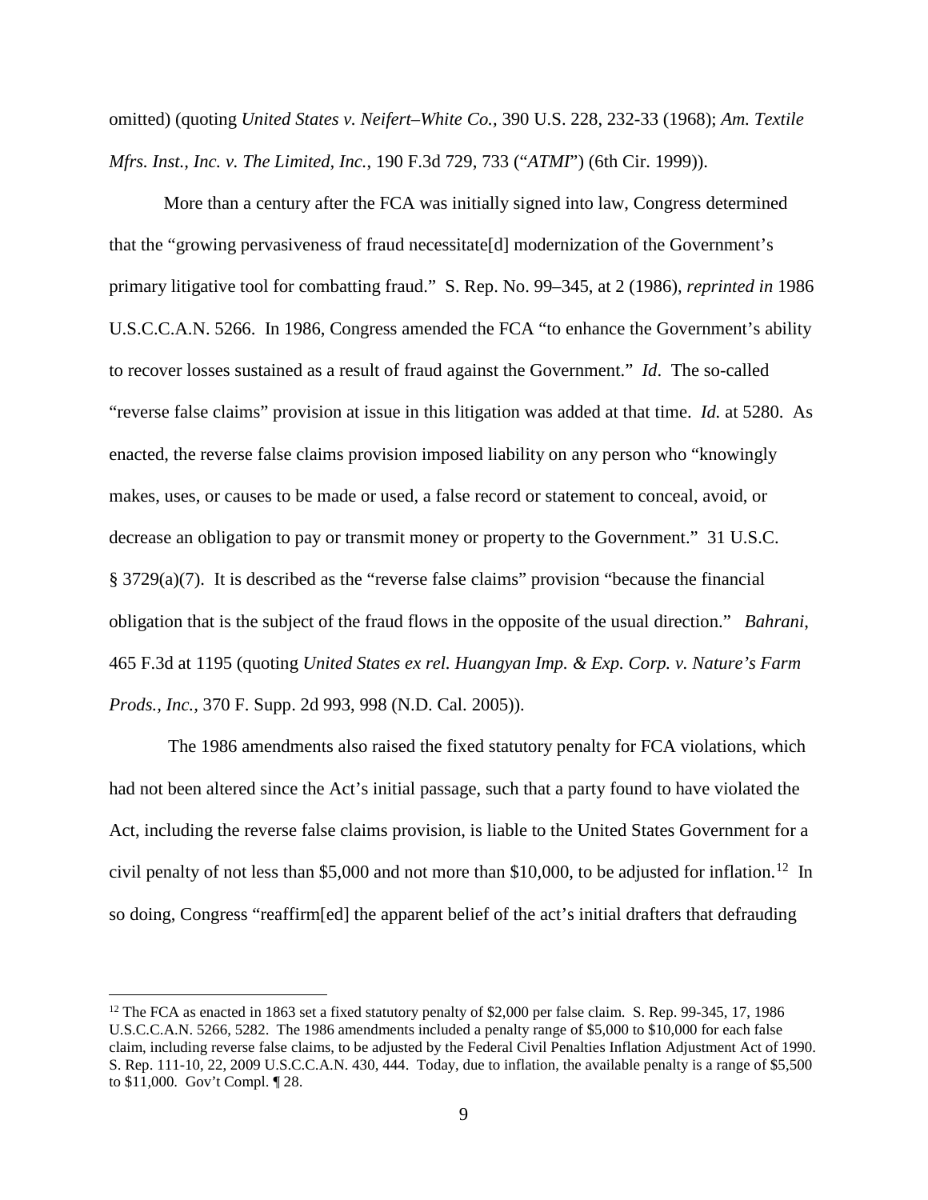omitted) (quoting *United States v. Neifert–White Co.*, 390 U.S. 228, 232-33 (1968); *Am. Textile Mfrs. Inst., Inc. v. The Limited, Inc.*, 190 F.3d 729, 733 ("*ATMI*") (6th Cir. 1999)).

More than a century after the FCA was initially signed into law, Congress determined that the "growing pervasiveness of fraud necessitate[d] modernization of the Government's primary litigative tool for combatting fraud." S. Rep. No. 99–345, at 2 (1986), *reprinted in* 1986 U.S.C.C.A.N. 5266. In 1986, Congress amended the FCA "to enhance the Government's ability to recover losses sustained as a result of fraud against the Government." *Id*. The so-called "reverse false claims" provision at issue in this litigation was added at that time. *Id.* at 5280. As enacted, the reverse false claims provision imposed liability on any person who "knowingly makes, uses, or causes to be made or used, a false record or statement to conceal, avoid, or decrease an obligation to pay or transmit money or property to the Government." 31 U.S.C. § 3729(a)(7). It is described as the "reverse false claims" provision "because the financial obligation that is the subject of the fraud flows in the opposite of the usual direction." *Bahrani*, 465 F.3d at 1195 (quoting *United States ex rel. Huangyan Imp. & Exp. Corp. v. Nature's Farm Prods., Inc.,* 370 F. Supp. 2d 993, 998 (N.D. Cal. 2005)).

The 1986 amendments also raised the fixed statutory penalty for FCA violations, which had not been altered since the Act's initial passage, such that a party found to have violated the Act, including the reverse false claims provision, is liable to the United States Government for a civil penalty of not less than \$5,000 and not more than \$10,000, to be adjusted for inflation.[12] In so doing, Congress "reaffirm[ed] the apparent belief of the act's initial drafters that defrauding

[12] The FCA as enacted in 1863 set a fixed statutory penalty of \$2,000 per false claim. S. Rep. 99-345, 17, 1986 U.S.C.C.A.N. 5266, 5282. The 1986 amendments included a penalty range of \$5,000 to \$10,000 for each false claim, including reverse false claims, to be adjusted by the Federal Civil Penalties Inflation Adjustment Act of 1990. S. Rep. 111-10, 22, 2009 U.S.C.C.A.N. 430, 444. Today, due to inflation, the available penalty is a range of \$5,500 to \$11,000. Gov't Compl. ¶ 28.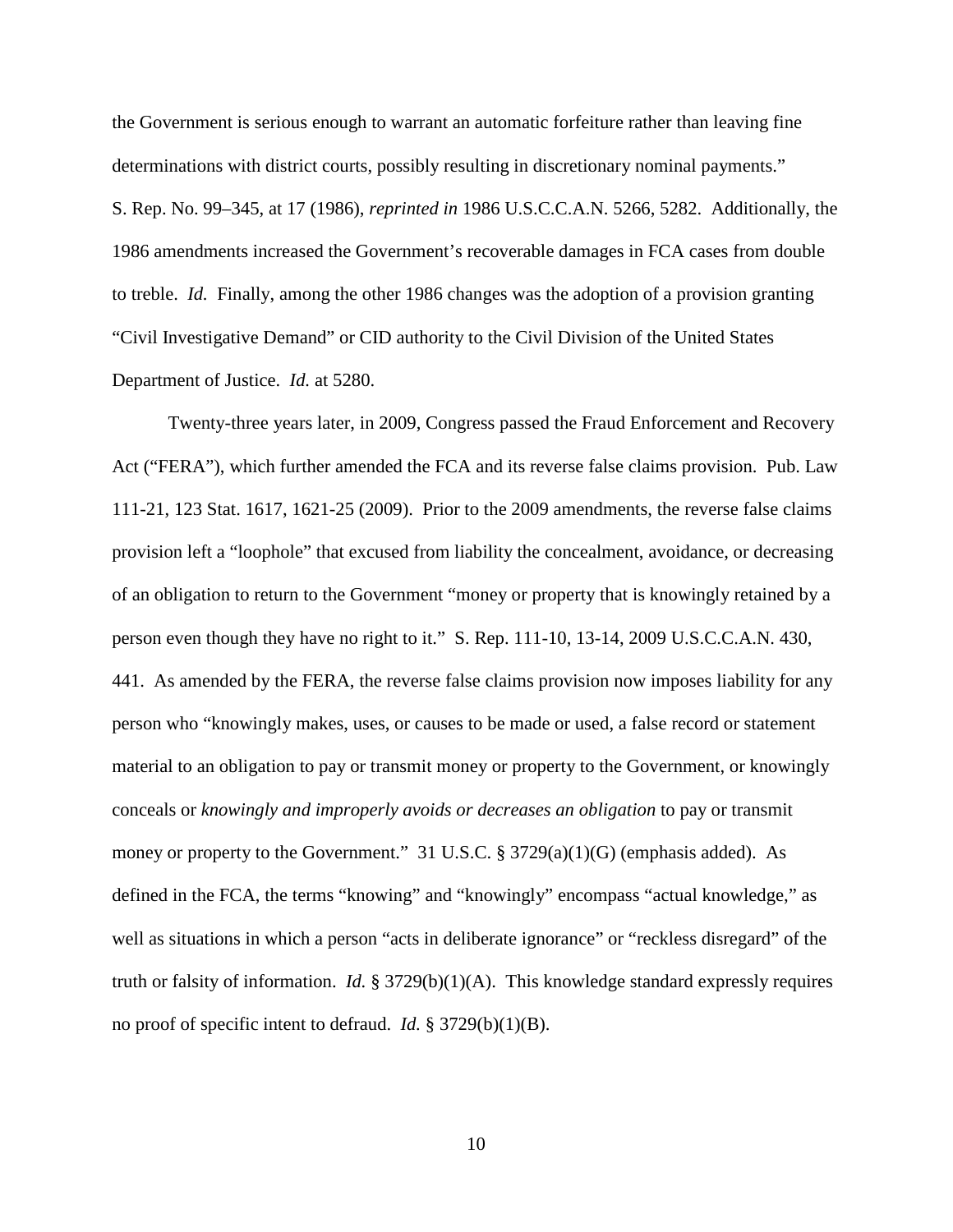the Government is serious enough to warrant an automatic forfeiture rather than leaving fine determinations with district courts, possibly resulting in discretionary nominal payments." S. Rep. No. 99–345, at 17 (1986), *reprinted in* 1986 U.S.C.C.A.N. 5266, 5282. Additionally, the 1986 amendments increased the Government's recoverable damages in FCA cases from double to treble. *Id.* Finally, among the other 1986 changes was the adoption of a provision granting "Civil Investigative Demand" or CID authority to the Civil Division of the United States Department of Justice. *Id.* at 5280.

Twenty-three years later, in 2009, Congress passed the Fraud Enforcement and Recovery Act ("FERA"), which further amended the FCA and its reverse false claims provision. Pub. Law 111-21, 123 Stat. 1617, 1621-25 (2009). Prior to the 2009 amendments, the reverse false claims provision left a "loophole" that excused from liability the concealment, avoidance, or decreasing of an obligation to return to the Government "money or property that is knowingly retained by a person even though they have no right to it." S. Rep. 111-10, 13-14, 2009 U.S.C.C.A.N. 430, 441. As amended by the FERA, the reverse false claims provision now imposes liability for any person who "knowingly makes, uses, or causes to be made or used, a false record or statement material to an obligation to pay or transmit money or property to the Government, or knowingly conceals or *knowingly and improperly avoids or decreases an obligation* to pay or transmit money or property to the Government." 31 U.S.C. § 3729(a)(1)(G) (emphasis added). As defined in the FCA, the terms "knowing" and "knowingly" encompass "actual knowledge," as well as situations in which a person "acts in deliberate ignorance" or "reckless disregard" of the truth or falsity of information. *Id.* § 3729(b)(1)(A). This knowledge standard expressly requires no proof of specific intent to defraud. *Id.* § 3729(b)(1)(B).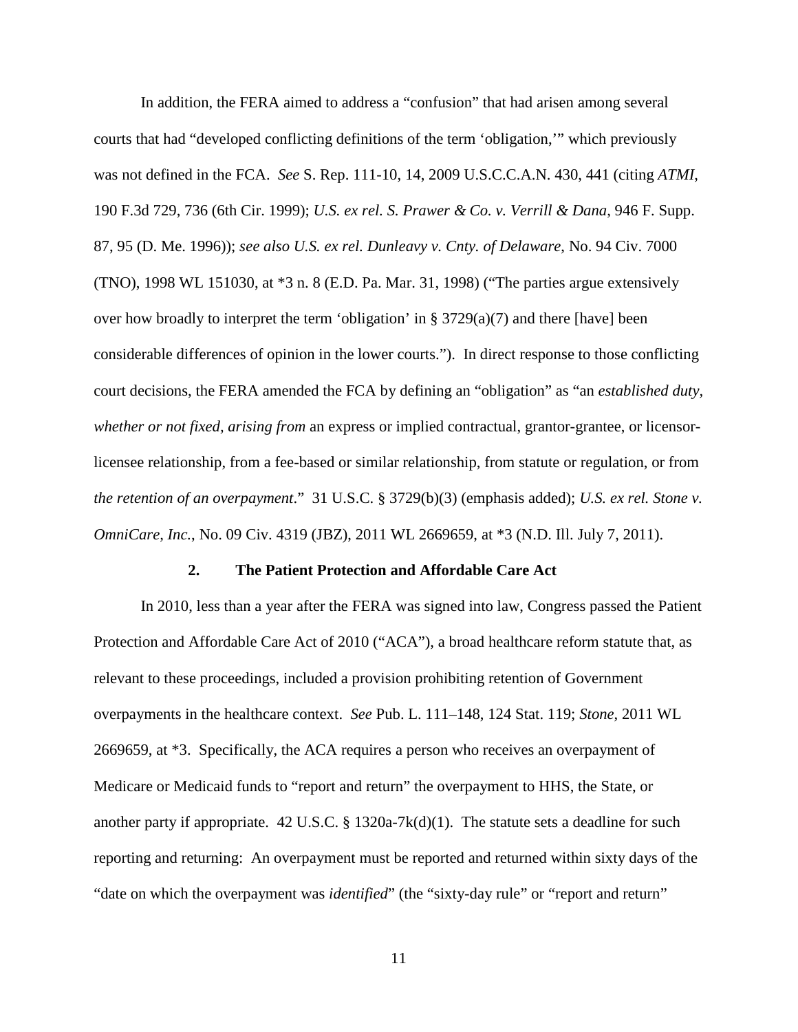In addition, the FERA aimed to address a "confusion" that had arisen among several courts that had "developed conflicting definitions of the term 'obligation,'" which previously was not defined in the FCA. *See* S. Rep. 111-10, 14, 2009 U.S.C.C.A.N. 430, 441 (citing *ATMI*, 190 F.3d 729, 736 (6th Cir. 1999); *U.S. ex rel. S. Prawer & Co. v. Verrill & Dana*, 946 F. Supp. 87, 95 (D. Me. 1996)); *see also U.S. ex rel. Dunleavy v. Cnty. of Delaware*, No. 94 Civ. 7000 (TNO), 1998 WL 151030, at *3 n. 8 (E.D. Pa. Mar. 31, 1998) ("The parties argue extensively over how broadly to interpret the term 'obligation' in § 3729(a)(7) and there [have] been considerable differences of opinion in the lower courts."). In direct response to those conflicting court decisions, the FERA amended the FCA by defining an "obligation" as "an *established duty*, *whether or not fixed, arising from* an express or implied contractual, grantor-grantee, or licensor-licensee relationship, from a fee-based or similar relationship, from statute or regulation, or from *the retention of an overpayment*." 31 U.S.C. § 3729(b)(3) (emphasis added); *U.S. ex rel. Stone v. OmniCare, Inc.*, No. 09 Civ. 4319 (JBZ), 2011 WL 2669659, at *3 (N.D. Ill. July 7, 2011).

### 2. The Patient Protection and Affordable Care Act

In 2010, less than a year after the FERA was signed into law, Congress passed the Patient Protection and Affordable Care Act of 2010 ("ACA"), a broad healthcare reform statute that, as relevant to these proceedings, included a provision prohibiting retention of Government overpayments in the healthcare context. *See* Pub. L. 111–148, 124 Stat. 119; *Stone*, 2011 WL 2669659, at *3. Specifically, the ACA requires a person who receives an overpayment of Medicare or Medicaid funds to "report and return" the overpayment to HHS, the State, or another party if appropriate. 42 U.S.C. § 1320a-7k(d)(1). The statute sets a deadline for such reporting and returning: An overpayment must be reported and returned within sixty days of the "date on which the overpayment was *identified*" (the "sixty-day rule" or "report and return"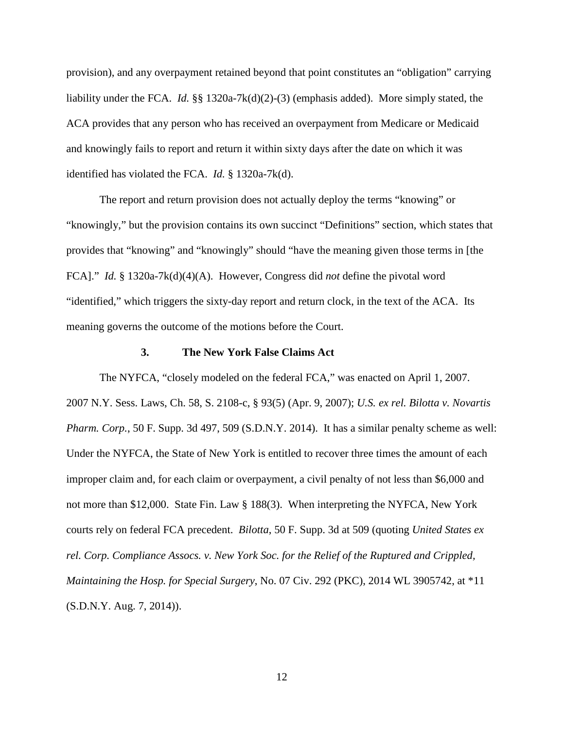provision), and any overpayment retained beyond that point constitutes an "obligation" carrying liability under the FCA. *Id.* §§ 1320a-7k(d)(2)-(3) (emphasis added). More simply stated, the ACA provides that any person who has received an overpayment from Medicare or Medicaid and knowingly fails to report and return it within sixty days after the date on which it was identified has violated the FCA. *Id.* § 1320a-7k(d).

The report and return provision does not actually deploy the terms "knowing" or "knowingly," but the provision contains its own succinct "Definitions" section, which states that provides that "knowing" and "knowingly" should "have the meaning given those terms in [the FCA]." *Id.* § 1320a-7k(d)(4)(A). However, Congress did *not* define the pivotal word "identified," which triggers the sixty-day report and return clock, in the text of the ACA. Its meaning governs the outcome of the motions before the Court.

### 3. The New York False Claims Act

The NYFCA, "closely modeled on the federal FCA," was enacted on April 1, 2007. 2007 N.Y. Sess. Laws, Ch. 58, S. 2108-c, § 93(5) (Apr. 9, 2007); *U.S. ex rel. Bilotta v. Novartis Pharm. Corp.*, 50 F. Supp. 3d 497, 509 (S.D.N.Y. 2014). It has a similar penalty scheme as well: Under the NYFCA, the State of New York is entitled to recover three times the amount of each improper claim and, for each claim or overpayment, a civil penalty of not less than $6,000 and not more than $12,000. State Fin. Law § 188(3). When interpreting the NYFCA, New York courts rely on federal FCA precedent. *Bilotta*, 50 F. Supp. 3d at 509 (quoting *United States ex rel. Corp. Compliance Assocs. v. New York Soc. for the Relief of the Ruptured and Crippled, Maintaining the Hosp. for Special Surgery*, No. 07 Civ. 292 (PKC), 2014 WL 3905742, at *11 (S.D.N.Y. Aug. 7, 2014)).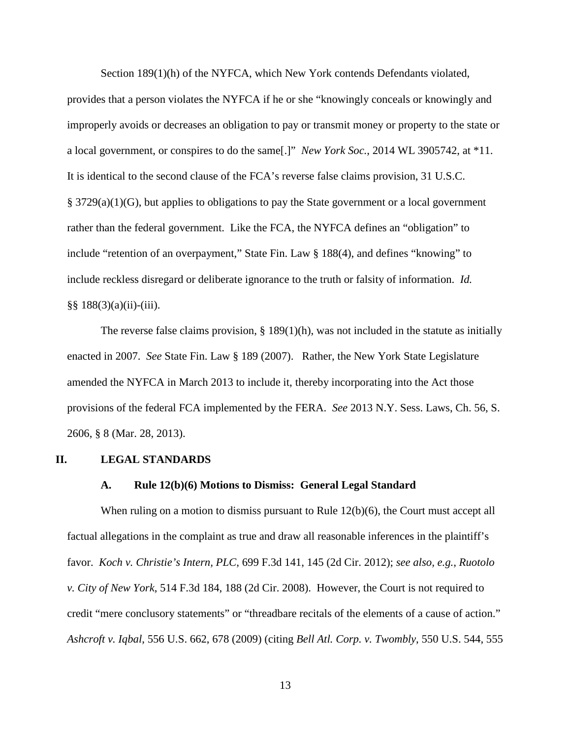Section 189(1)(h) of the NYFCA, which New York contends Defendants violated, provides that a person violates the NYFCA if he or she "knowingly conceals or knowingly and improperly avoids or decreases an obligation to pay or transmit money or property to the state or a local government, or conspires to do the same[.]" *New York Soc.*, 2014 WL 3905742, at *11. It is identical to the second clause of the FCA's reverse false claims provision, 31 U.S.C. § 3729(a)(1)(G), but applies to obligations to pay the State government or a local government rather than the federal government. Like the FCA, the NYFCA defines an "obligation" to include "retention of an overpayment," State Fin. Law § 188(4), and defines "knowing" to include reckless disregard or deliberate ignorance to the truth or falsity of information. *Id.* §§ 188(3)(a)(ii)-(iii).

The reverse false claims provision, § 189(1)(h), was not included in the statute as initially enacted in 2007. *See* State Fin. Law § 189 (2007). Rather, the New York State Legislature amended the NYFCA in March 2013 to include it, thereby incorporating into the Act those provisions of the federal FCA implemented by the FERA. *See* 2013 N.Y. Sess. Laws, Ch. 56, S. 2606, § 8 (Mar. 28, 2013).

## II. LEGAL STANDARDS

### A. Rule 12(b)(6) Motions to Dismiss: General Legal Standard

When ruling on a motion to dismiss pursuant to Rule 12(b)(6), the Court must accept all factual allegations in the complaint as true and draw all reasonable inferences in the plaintiff's favor. *Koch v. Christie's Intern, PLC*, 699 F.3d 141, 145 (2d Cir. 2012); *see also, e.g.*, *Ruotolo v. City of New York*, 514 F.3d 184, 188 (2d Cir. 2008). However, the Court is not required to credit "mere conclusory statements" or "threadbare recitals of the elements of a cause of action." *Ashcroft v. Iqbal*, 556 U.S. 662, 678 (2009) (citing *Bell Atl. Corp. v. Twombly*, 550 U.S. 544, 555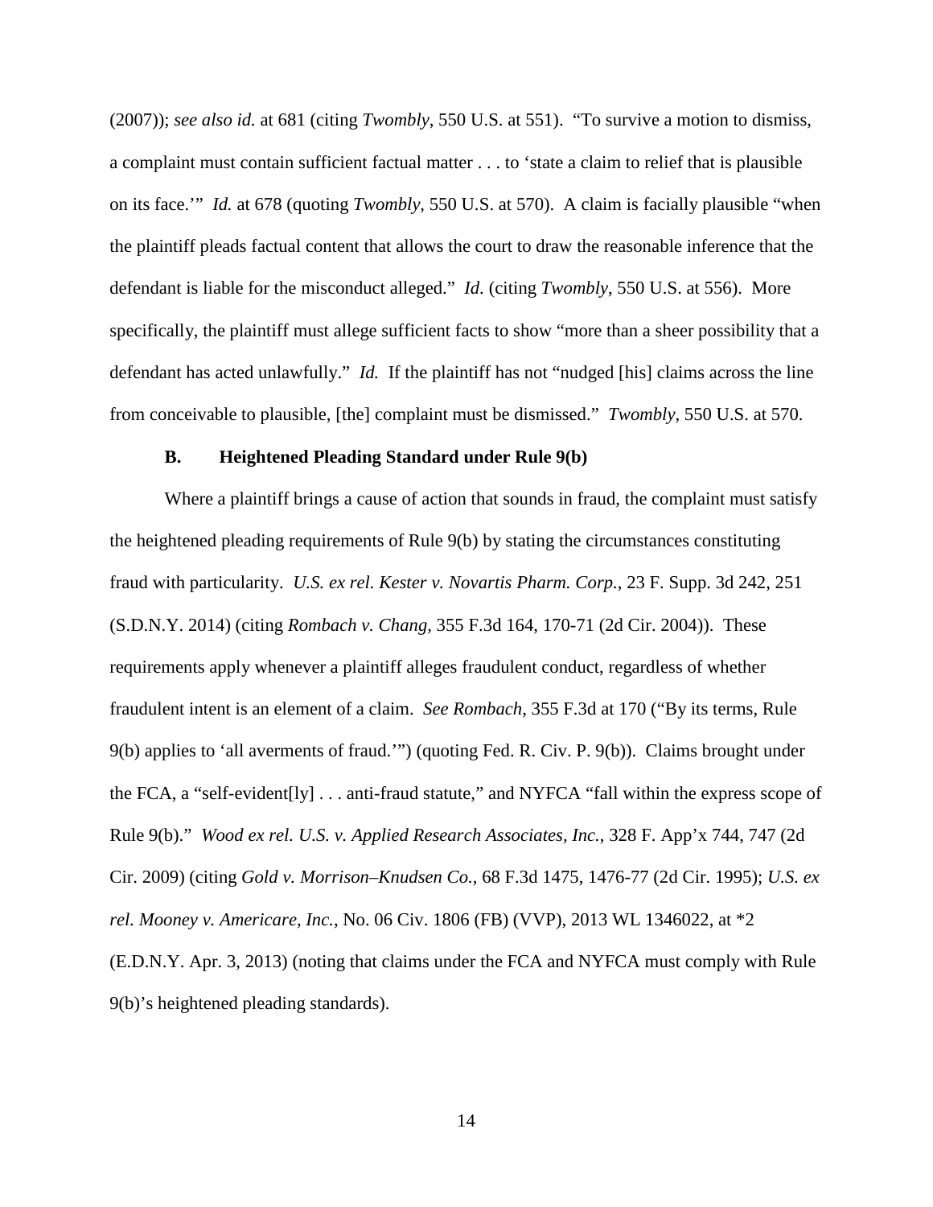(2007)); *see also id.* at 681 (citing *Twombly*, 550 U.S. at 551). "To survive a motion to dismiss, a complaint must contain sufficient factual matter . . . to 'state a claim to relief that is plausible on its face.'" *Id.* at 678 (quoting *Twombly*, 550 U.S. at 570). A claim is facially plausible "when the plaintiff pleads factual content that allows the court to draw the reasonable inference that the defendant is liable for the misconduct alleged." *Id*. (citing *Twombly*, 550 U.S. at 556). More specifically, the plaintiff must allege sufficient facts to show "more than a sheer possibility that a defendant has acted unlawfully." *Id.* If the plaintiff has not "nudged [his] claims across the line from conceivable to plausible, [the] complaint must be dismissed." *Twombly*, 550 U.S. at 570.

### B. Heightened Pleading Standard under Rule 9(b)

Where a plaintiff brings a cause of action that sounds in fraud, the complaint must satisfy the heightened pleading requirements of Rule 9(b) by stating the circumstances constituting fraud with particularity. *U.S. ex rel. Kester v. Novartis Pharm. Corp.*, 23 F. Supp. 3d 242, 251 (S.D.N.Y. 2014) (citing *Rombach v. Chang*, 355 F.3d 164, 170-71 (2d Cir. 2004)). These requirements apply whenever a plaintiff alleges fraudulent conduct, regardless of whether fraudulent intent is an element of a claim. *See Rombach*, 355 F.3d at 170 ("By its terms, Rule 9(b) applies to 'all averments of fraud.'") (quoting Fed. R. Civ. P. 9(b)). Claims brought under the FCA, a "self-evident[ly] . . . anti-fraud statute," and NYFCA "fall within the express scope of Rule 9(b)." *Wood ex rel. U.S. v. Applied Research Associates, Inc.*, 328 F. App'x 744, 747 (2d Cir. 2009) (citing *Gold v. Morrison–Knudsen Co.*, 68 F.3d 1475, 1476-77 (2d Cir. 1995); *U.S. ex rel. Mooney v. Americare, Inc.*, No. 06 Civ. 1806 (FB) (VVP), 2013 WL 1346022, at *2 (E.D.N.Y. Apr. 3, 2013) (noting that claims under the FCA and NYFCA must comply with Rule 9(b)'s heightened pleading standards).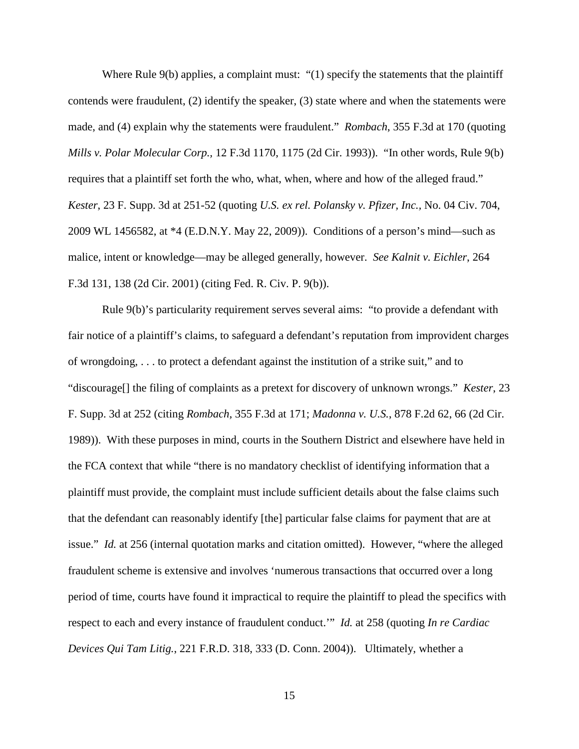Where Rule 9(b) applies, a complaint must: "(1) specify the statements that the plaintiff contends were fraudulent, (2) identify the speaker, (3) state where and when the statements were made, and (4) explain why the statements were fraudulent." *Rombach*, 355 F.3d at 170 (quoting *Mills v. Polar Molecular Corp.*, 12 F.3d 1170, 1175 (2d Cir. 1993)). "In other words, Rule 9(b) requires that a plaintiff set forth the who, what, when, where and how of the alleged fraud." *Kester*, 23 F. Supp. 3d at 251-52 (quoting *U.S. ex rel. Polansky v. Pfizer, Inc.*, No. 04 Civ. 704, 2009 WL 1456582, at *4 (E.D.N.Y. May 22, 2009)). Conditions of a person's mind—such as malice, intent or knowledge—may be alleged generally, however. *See Kalnit v. Eichler*, 264 F.3d 131, 138 (2d Cir. 2001) (citing Fed. R. Civ. P. 9(b)).

Rule 9(b)'s particularity requirement serves several aims: "to provide a defendant with fair notice of a plaintiff's claims, to safeguard a defendant's reputation from improvident charges of wrongdoing, . . . to protect a defendant against the institution of a strike suit," and to "discourage[] the filing of complaints as a pretext for discovery of unknown wrongs." *Kester*, 23 F. Supp. 3d at 252 (citing *Rombach*, 355 F.3d at 171; *Madonna v. U.S.*, 878 F.2d 62, 66 (2d Cir. 1989)). With these purposes in mind, courts in the Southern District and elsewhere have held in the FCA context that while "there is no mandatory checklist of identifying information that a plaintiff must provide, the complaint must include sufficient details about the false claims such that the defendant can reasonably identify [the] particular false claims for payment that are at issue." *Id.* at 256 (internal quotation marks and citation omitted). However, "where the alleged fraudulent scheme is extensive and involves 'numerous transactions that occurred over a long period of time, courts have found it impractical to require the plaintiff to plead the specifics with respect to each and every instance of fraudulent conduct.'" *Id.* at 258 (quoting *In re Cardiac Devices Qui Tam Litig.*, 221 F.R.D. 318, 333 (D. Conn. 2004)). Ultimately, whether a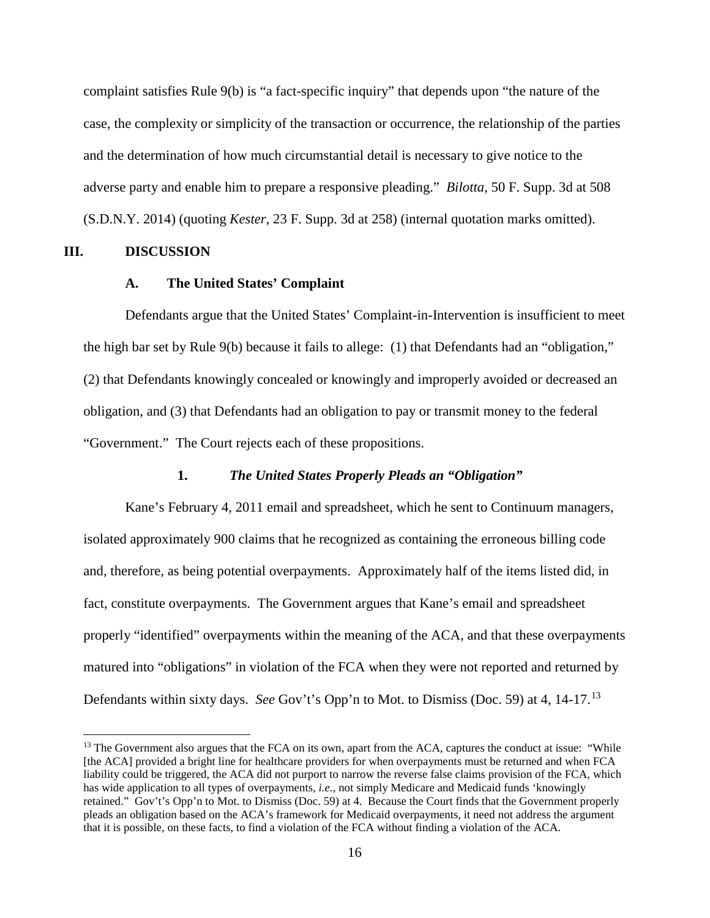complaint satisfies Rule 9(b) is "a fact-specific inquiry" that depends upon "the nature of the case, the complexity or simplicity of the transaction or occurrence, the relationship of the parties and the determination of how much circumstantial detail is necessary to give notice to the adverse party and enable him to prepare a responsive pleading." *Bilotta*, 50 F. Supp. 3d at 508 (S.D.N.Y. 2014) (quoting *Kester*, 23 F. Supp. 3d at 258) (internal quotation marks omitted).

## III. DISCUSSION

### A. The United States' Complaint

Defendants argue that the United States' Complaint-in-Intervention is insufficient to meet the high bar set by Rule 9(b) because it fails to allege: (1) that Defendants had an "obligation," (2) that Defendants knowingly concealed or knowingly and improperly avoided or decreased an obligation, and (3) that Defendants had an obligation to pay or transmit money to the federal "Government." The Court rejects each of these propositions.

#### 1. *The United States Properly Pleads an "Obligation"*

Kane's February 4, 2011 email and spreadsheet, which he sent to Continuum managers, isolated approximately 900 claims that he recognized as containing the erroneous billing code and, therefore, as being potential overpayments. Approximately half of the items listed did, in fact, constitute overpayments. The Government argues that Kane's email and spreadsheet properly "identified" overpayments within the meaning of the ACA, and that these overpayments matured into "obligations" in violation of the FCA when they were not reported and returned by Defendants within sixty days. *See* Gov't's Opp'n to Mot. to Dismiss (Doc. 59) at 4, 14-17.[13]

[13] The Government also argues that the FCA on its own, apart from the ACA, captures the conduct at issue: "While [the ACA] provided a bright line for healthcare providers for when overpayments must be returned and when FCA liability could be triggered, the ACA did not purport to narrow the reverse false claims provision of the FCA, which has wide application to all types of overpayments, *i.e.*, not simply Medicare and Medicaid funds 'knowingly retained." Gov't's Opp'n to Mot. to Dismiss (Doc. 59) at 4. Because the Court finds that the Government properly pleads an obligation based on the ACA's framework for Medicaid overpayments, it need not address the argument that it is possible, on these facts, to find a violation of the FCA without finding a violation of the ACA.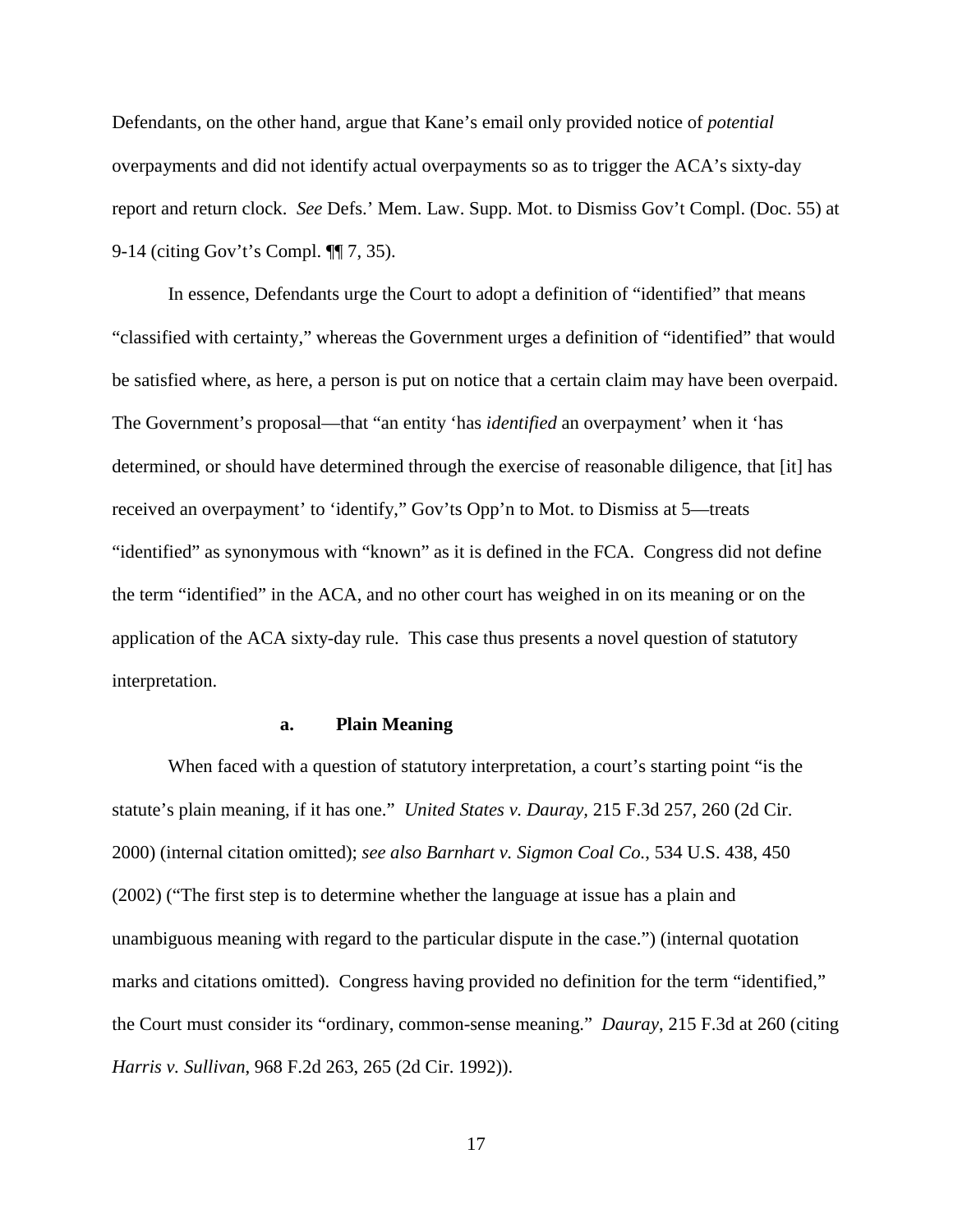Defendants, on the other hand, argue that Kane's email only provided notice of *potential* overpayments and did not identify actual overpayments so as to trigger the ACA's sixty-day report and return clock. *See* Defs.' Mem. Law. Supp. Mot. to Dismiss Gov't Compl. (Doc. 55) at 9-14 (citing Gov't's Compl. ¶¶ 7, 35).

In essence, Defendants urge the Court to adopt a definition of "identified" that means "classified with certainty," whereas the Government urges a definition of "identified" that would be satisfied where, as here, a person is put on notice that a certain claim may have been overpaid. The Government's proposal—that "an entity 'has *identified* an overpayment' when it 'has determined, or should have determined through the exercise of reasonable diligence, that [it] has received an overpayment' to 'identify," Gov'ts Opp'n to Mot. to Dismiss at 5—treats "identified" as synonymous with "known" as it is defined in the FCA. Congress did not define the term "identified" in the ACA, and no other court has weighed in on its meaning or on the application of the ACA sixty-day rule. This case thus presents a novel question of statutory interpretation.

#### a. Plain Meaning

When faced with a question of statutory interpretation, a court's starting point "is the statute's plain meaning, if it has one." *United States v. Dauray*, 215 F.3d 257, 260 (2d Cir. 2000) (internal citation omitted); *see also Barnhart v. Sigmon Coal Co.*, 534 U.S. 438, 450 (2002) ("The first step is to determine whether the language at issue has a plain and unambiguous meaning with regard to the particular dispute in the case.") (internal quotation marks and citations omitted). Congress having provided no definition for the term "identified," the Court must consider its "ordinary, common-sense meaning." *Dauray*, 215 F.3d at 260 (citing *Harris v. Sullivan*, 968 F.2d 263, 265 (2d Cir. 1992)).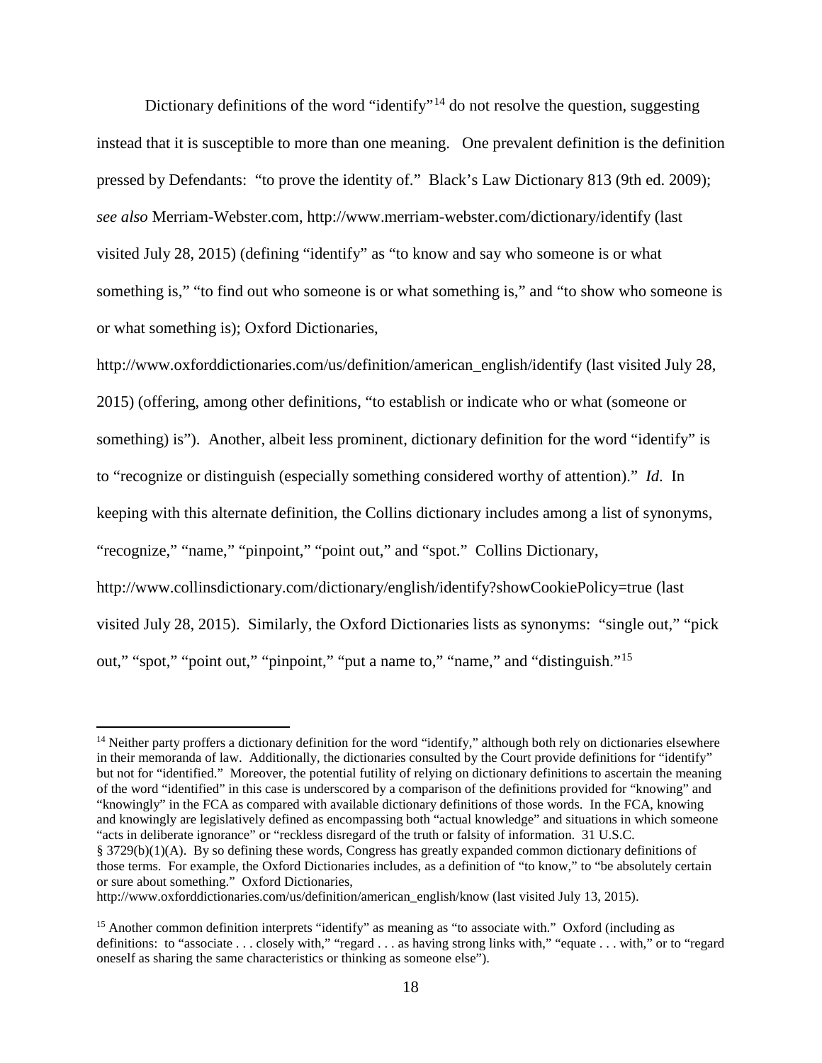Dictionary definitions of the word "identify"[14] do not resolve the question, suggesting instead that it is susceptible to more than one meaning. One prevalent definition is the definition pressed by Defendants: "to prove the identity of." Black's Law Dictionary 813 (9th ed. 2009); *see also* Merriam-Webster.com, http://www.merriam-webster.com/dictionary/identify (last visited July 28, 2015) (defining "identify" as "to know and say who someone is or what something is," "to find out who someone is or what something is," and "to show who someone is or what something is); Oxford Dictionaries, http://www.oxforddictionaries.com/us/definition/american_english/identify (last visited July 28, 2015) (offering, among other definitions, "to establish or indicate who or what (someone or something) is"). Another, albeit less prominent, dictionary definition for the word "identify" is to "recognize or distinguish (especially something considered worthy of attention)." *Id*. In keeping with this alternate definition, the Collins dictionary includes among a list of synonyms, "recognize," "name," "pinpoint," "point out," and "spot." Collins Dictionary, http://www.collinsdictionary.com/dictionary/english/identify?showCookiePolicy=true (last visited July 28, 2015). Similarly, the Oxford Dictionaries lists as synonyms: "single out," "pick out," "spot," "point out," "pinpoint," "put a name to," "name," and "distinguish."[15]

---

[14] Neither party proffers a dictionary definition for the word "identify," although both rely on dictionaries elsewhere in their memoranda of law. Additionally, the dictionaries consulted by the Court provide definitions for "identify" but not for "identified." Moreover, the potential futility of relying on dictionary definitions to ascertain the meaning of the word "identified" in this case is underscored by a comparison of the definitions provided for "knowing" and "knowingly" in the FCA as compared with available dictionary definitions of those words. In the FCA, knowing and knowingly are legislatively defined as encompassing both "actual knowledge" and situations in which someone "acts in deliberate ignorance" or "reckless disregard of the truth or falsity of information. 31 U.S.C. § 3729(b)(1)(A). By so defining these words, Congress has greatly expanded common dictionary definitions of those terms. For example, the Oxford Dictionaries includes, as a definition of "to know," to "be absolutely certain or sure about something." Oxford Dictionaries, http://www.oxforddictionaries.com/us/definition/american_english/know (last visited July 13, 2015).

[15] Another common definition interprets "identify" as meaning as "to associate with." Oxford (including as definitions: to "associate . . . closely with," "regard . . . as having strong links with," "equate . . . with," or to "regard oneself as sharing the same characteristics or thinking as someone else").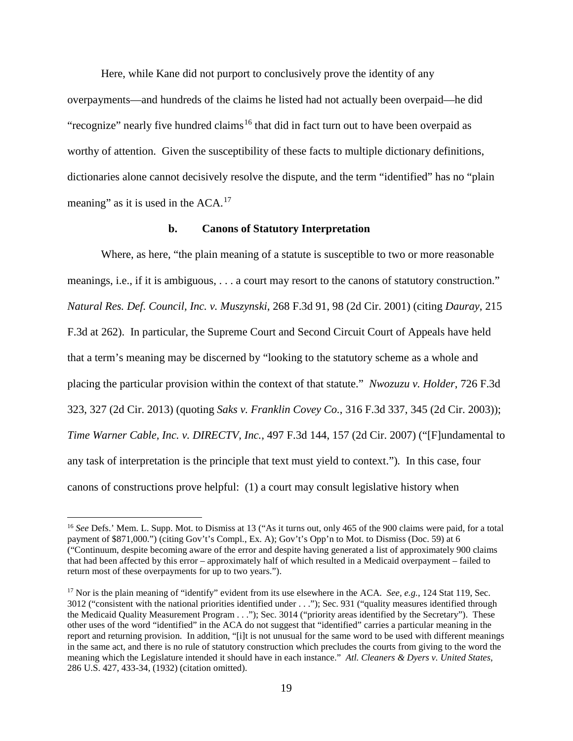Here, while Kane did not purport to conclusively prove the identity of any overpayments—and hundreds of the claims he listed had not actually been overpaid—he did "recognize" nearly five hundred claims[16] that did in fact turn out to have been overpaid as worthy of attention. Given the susceptibility of these facts to multiple dictionary definitions, dictionaries alone cannot decisively resolve the dispute, and the term "identified" has no "plain meaning" as it is used in the ACA.[17]

### b. Canons of Statutory Interpretation

Where, as here, "the plain meaning of a statute is susceptible to two or more reasonable meanings, i.e., if it is ambiguous, . . . a court may resort to the canons of statutory construction." *Natural Res. Def. Council, Inc. v. Muszynski*, 268 F.3d 91, 98 (2d Cir. 2001) (citing *Dauray*, 215 F.3d at 262). In particular, the Supreme Court and Second Circuit Court of Appeals have held that a term's meaning may be discerned by "looking to the statutory scheme as a whole and placing the particular provision within the context of that statute." *Nwozuzu v. Holder*, 726 F.3d 323, 327 (2d Cir. 2013) (quoting *Saks v. Franklin Covey Co.*, 316 F.3d 337, 345 (2d Cir. 2003)); *Time Warner Cable, Inc. v. DIRECTV, Inc.*, 497 F.3d 144, 157 (2d Cir. 2007) ("[F]undamental to any task of interpretation is the principle that text must yield to context."). In this case, four canons of constructions prove helpful: (1) a court may consult legislative history when

---

[16] *See* Defs.' Mem. L. Supp. Mot. to Dismiss at 13 ("As it turns out, only 465 of the 900 claims were paid, for a total payment of $871,000.") (citing Gov't's Compl., Ex. A); Gov't's Opp'n to Mot. to Dismiss (Doc. 59) at 6 ("Continuum, despite becoming aware of the error and despite having generated a list of approximately 900 claims that had been affected by this error – approximately half of which resulted in a Medicaid overpayment – failed to return most of these overpayments for up to two years.").

[17] Nor is the plain meaning of "identify" evident from its use elsewhere in the ACA. *See, e.g.*, 124 Stat 119, Sec. 3012 ("consistent with the national priorities identified under . . ."); Sec. 931 ("quality measures identified through the Medicaid Quality Measurement Program . . ."); Sec. 3014 ("priority areas identified by the Secretary"). These other uses of the word "identified" in the ACA do not suggest that "identified" carries a particular meaning in the report and returning provision. In addition, "[i]t is not unusual for the same word to be used with different meanings in the same act, and there is no rule of statutory construction which precludes the courts from giving to the word the meaning which the Legislature intended it should have in each instance." *Atl. Cleaners & Dyers v. United States*, 286 U.S. 427, 433-34, (1932) (citation omitted).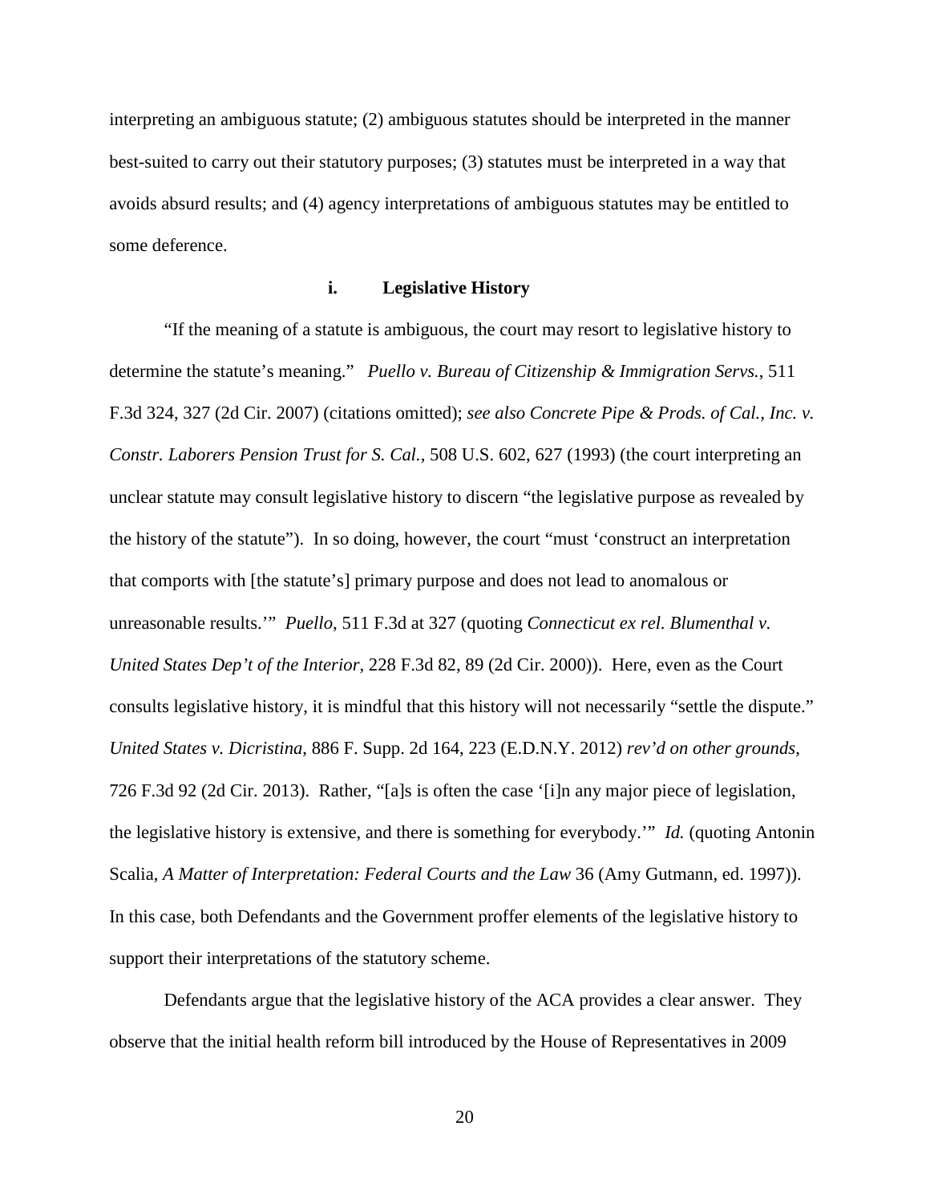interpreting an ambiguous statute; (2) ambiguous statutes should be interpreted in the manner best-suited to carry out their statutory purposes; (3) statutes must be interpreted in a way that avoids absurd results; and (4) agency interpretations of ambiguous statutes may be entitled to some deference.

#### i. Legislative History

"If the meaning of a statute is ambiguous, the court may resort to legislative history to determine the statute's meaning." *Puello v. Bureau of Citizenship & Immigration Servs.*, 511 F.3d 324, 327 (2d Cir. 2007) (citations omitted); *see also Concrete Pipe & Prods. of Cal., Inc. v. Constr. Laborers Pension Trust for S. Cal.*, 508 U.S. 602, 627 (1993) (the court interpreting an unclear statute may consult legislative history to discern "the legislative purpose as revealed by the history of the statute"). In so doing, however, the court "must 'construct an interpretation that comports with [the statute's] primary purpose and does not lead to anomalous or unreasonable results.'" *Puello*, 511 F.3d at 327 (quoting *Connecticut ex rel. Blumenthal v. United States Dep't of the Interior*, 228 F.3d 82, 89 (2d Cir. 2000)). Here, even as the Court consults legislative history, it is mindful that this history will not necessarily "settle the dispute." *United States v. Dicristina*, 886 F. Supp. 2d 164, 223 (E.D.N.Y. 2012) *rev'd on other grounds*, 726 F.3d 92 (2d Cir. 2013). Rather, "[a]s is often the case '[i]n any major piece of legislation, the legislative history is extensive, and there is something for everybody.'" *Id.* (quoting Antonin Scalia, *A Matter of Interpretation: Federal Courts and the Law* 36 (Amy Gutmann, ed. 1997)). In this case, both Defendants and the Government proffer elements of the legislative history to support their interpretations of the statutory scheme.

Defendants argue that the legislative history of the ACA provides a clear answer. They observe that the initial health reform bill introduced by the House of Representatives in 2009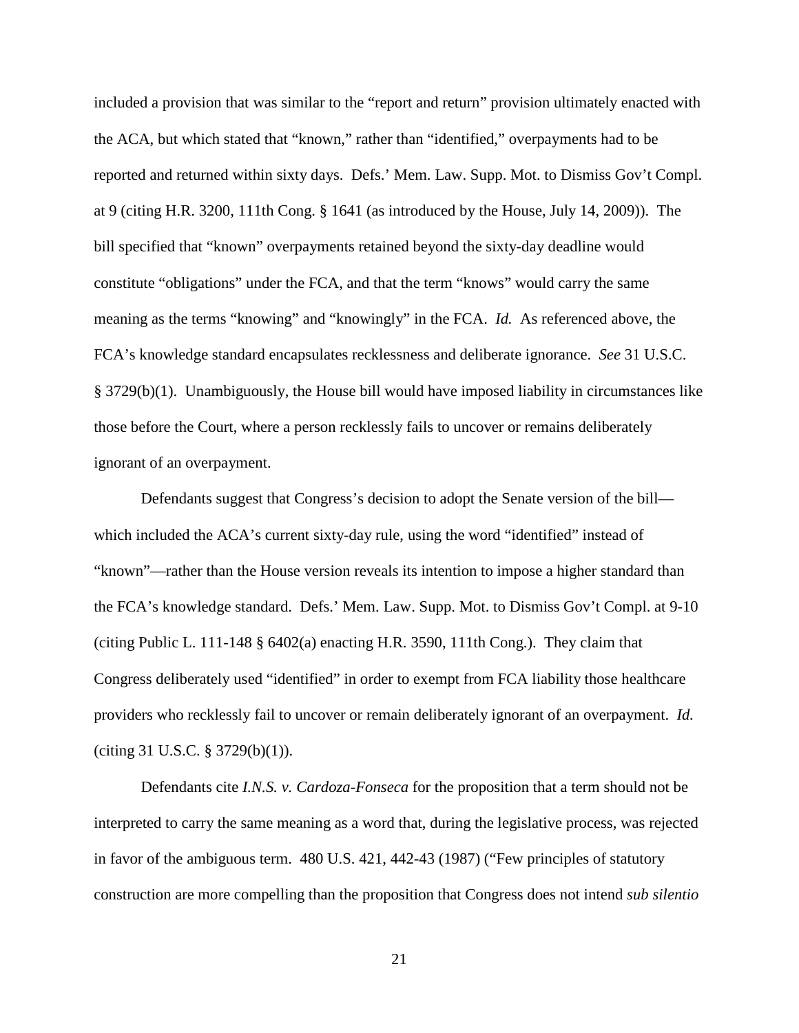included a provision that was similar to the "report and return" provision ultimately enacted with the ACA, but which stated that "known," rather than "identified," overpayments had to be reported and returned within sixty days. Defs.' Mem. Law. Supp. Mot. to Dismiss Gov't Compl. at 9 (citing H.R. 3200, 111th Cong. § 1641 (as introduced by the House, July 14, 2009)). The bill specified that "known" overpayments retained beyond the sixty-day deadline would constitute "obligations" under the FCA, and that the term "knows" would carry the same meaning as the terms "knowing" and "knowingly" in the FCA. *Id.* As referenced above, the FCA's knowledge standard encapsulates recklessness and deliberate ignorance. *See* 31 U.S.C. § 3729(b)(1). Unambiguously, the House bill would have imposed liability in circumstances like those before the Court, where a person recklessly fails to uncover or remains deliberately ignorant of an overpayment.

Defendants suggest that Congress's decision to adopt the Senate version of the bill—which included the ACA's current sixty-day rule, using the word "identified" instead of "known"—rather than the House version reveals its intention to impose a higher standard than the FCA's knowledge standard. Defs.' Mem. Law. Supp. Mot. to Dismiss Gov't Compl. at 9-10 (citing Public L. 111-148 § 6402(a) enacting H.R. 3590, 111th Cong.). They claim that Congress deliberately used "identified" in order to exempt from FCA liability those healthcare providers who recklessly fail to uncover or remain deliberately ignorant of an overpayment. *Id.* (citing 31 U.S.C. § 3729(b)(1)).

Defendants cite *I.N.S. v. Cardoza-Fonseca* for the proposition that a term should not be interpreted to carry the same meaning as a word that, during the legislative process, was rejected in favor of the ambiguous term. 480 U.S. 421, 442-43 (1987) ("Few principles of statutory construction are more compelling than the proposition that Congress does not intend *sub silentio*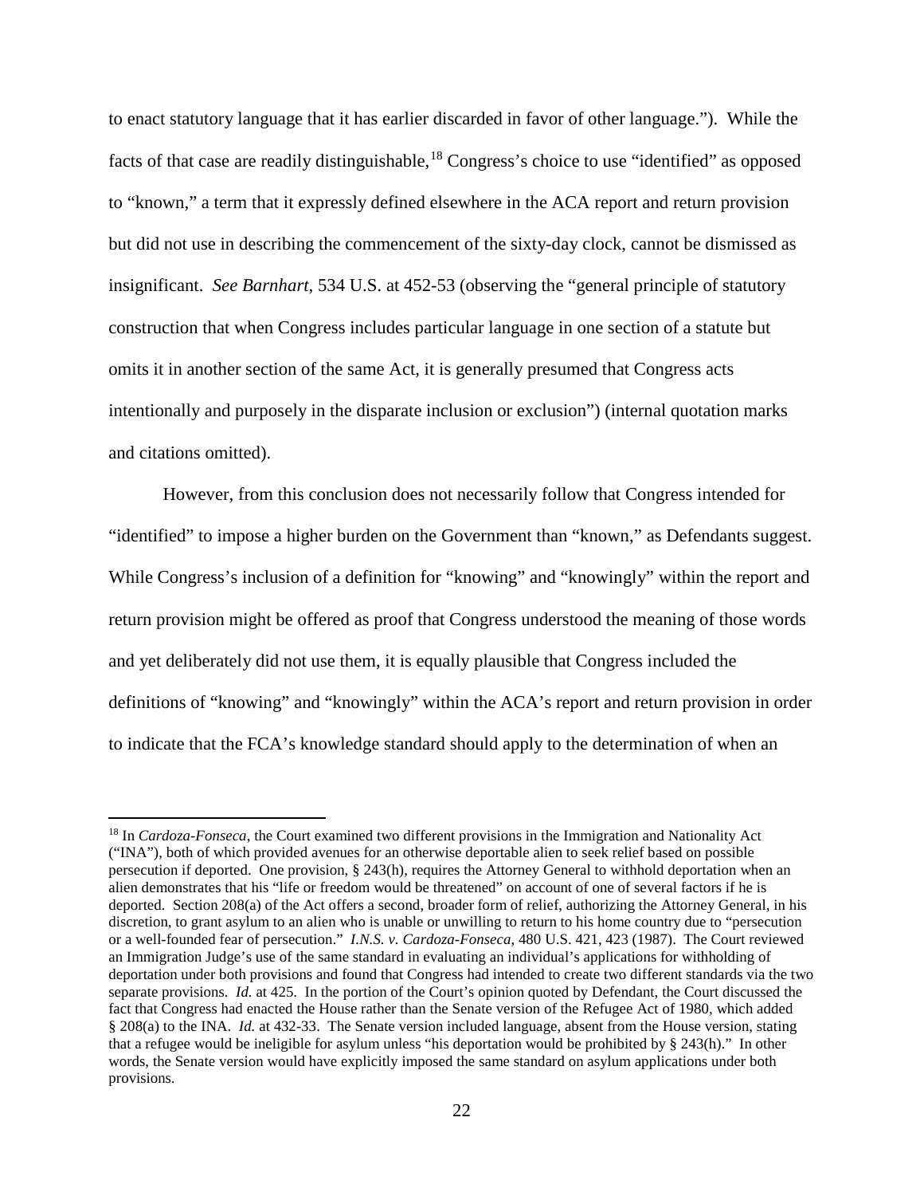to enact statutory language that it has earlier discarded in favor of other language."). While the facts of that case are readily distinguishable,[18] Congress's choice to use "identified" as opposed to "known," a term that it expressly defined elsewhere in the ACA report and return provision but did not use in describing the commencement of the sixty-day clock, cannot be dismissed as insignificant. *See Barnhart*, 534 U.S. at 452-53 (observing the "general principle of statutory construction that when Congress includes particular language in one section of a statute but omits it in another section of the same Act, it is generally presumed that Congress acts intentionally and purposely in the disparate inclusion or exclusion") (internal quotation marks and citations omitted).

However, from this conclusion does not necessarily follow that Congress intended for "identified" to impose a higher burden on the Government than "known," as Defendants suggest. While Congress's inclusion of a definition for "knowing" and "knowingly" within the report and return provision might be offered as proof that Congress understood the meaning of those words and yet deliberately did not use them, it is equally plausible that Congress included the definitions of "knowing" and "knowingly" within the ACA's report and return provision in order to indicate that the FCA's knowledge standard should apply to the determination of when an

---

[18] In *Cardoza-Fonseca*, the Court examined two different provisions in the Immigration and Nationality Act ("INA"), both of which provided avenues for an otherwise deportable alien to seek relief based on possible persecution if deported. One provision, § 243(h), requires the Attorney General to withhold deportation when an alien demonstrates that his "life or freedom would be threatened" on account of one of several factors if he is deported. Section 208(a) of the Act offers a second, broader form of relief, authorizing the Attorney General, in his discretion, to grant asylum to an alien who is unable or unwilling to return to his home country due to "persecution or a well-founded fear of persecution." *I.N.S. v. Cardoza-Fonseca*, 480 U.S. 421, 423 (1987). The Court reviewed an Immigration Judge's use of the same standard in evaluating an individual's applications for withholding of deportation under both provisions and found that Congress had intended to create two different standards via the two separate provisions. *Id.* at 425. In the portion of the Court's opinion quoted by Defendant, the Court discussed the fact that Congress had enacted the House rather than the Senate version of the Refugee Act of 1980, which added § 208(a) to the INA. *Id.* at 432-33. The Senate version included language, absent from the House version, stating that a refugee would be ineligible for asylum unless "his deportation would be prohibited by § 243(h)." In other words, the Senate version would have explicitly imposed the same standard on asylum applications under both provisions.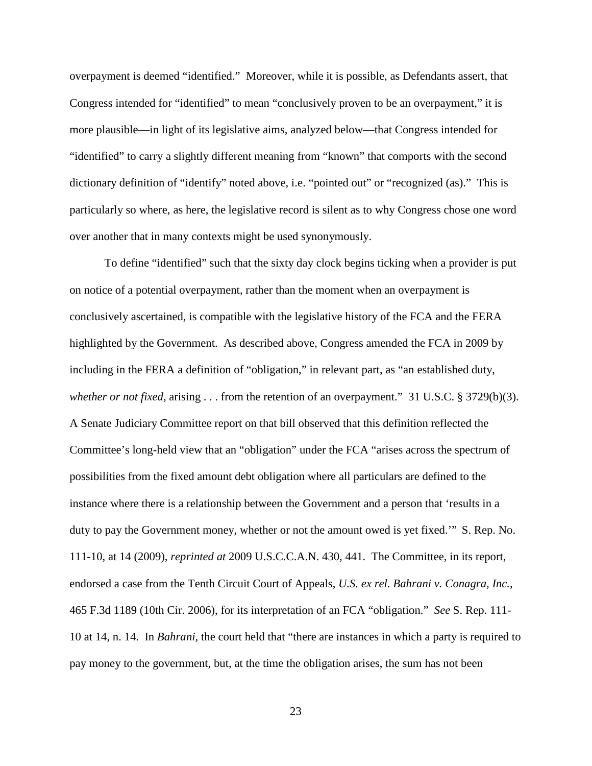overpayment is deemed "identified." Moreover, while it is possible, as Defendants assert, that Congress intended for "identified" to mean "conclusively proven to be an overpayment," it is more plausible—in light of its legislative aims, analyzed below—that Congress intended for "identified" to carry a slightly different meaning from "known" that comports with the second dictionary definition of "identify" noted above, i.e. "pointed out" or "recognized (as)." This is particularly so where, as here, the legislative record is silent as to why Congress chose one word over another that in many contexts might be used synonymously.

To define "identified" such that the sixty day clock begins ticking when a provider is put on notice of a potential overpayment, rather than the moment when an overpayment is conclusively ascertained, is compatible with the legislative history of the FCA and the FERA highlighted by the Government. As described above, Congress amended the FCA in 2009 by including in the FERA a definition of "obligation," in relevant part, as "an established duty, *whether or not fixed*, arising . . . from the retention of an overpayment." 31 U.S.C. § 3729(b)(3). A Senate Judiciary Committee report on that bill observed that this definition reflected the Committee's long-held view that an "obligation" under the FCA "arises across the spectrum of possibilities from the fixed amount debt obligation where all particulars are defined to the instance where there is a relationship between the Government and a person that 'results in a duty to pay the Government money, whether or not the amount owed is yet fixed.'" S. Rep. No. 111-10, at 14 (2009), *reprinted at* 2009 U.S.C.C.A.N. 430, 441. The Committee, in its report, endorsed a case from the Tenth Circuit Court of Appeals, *U.S. ex rel. Bahrani v. Conagra, Inc.*, 465 F.3d 1189 (10th Cir. 2006), for its interpretation of an FCA "obligation." *See* S. Rep. 111-10 at 14, n. 14. In *Bahrani*, the court held that "there are instances in which a party is required to pay money to the government, but, at the time the obligation arises, the sum has not been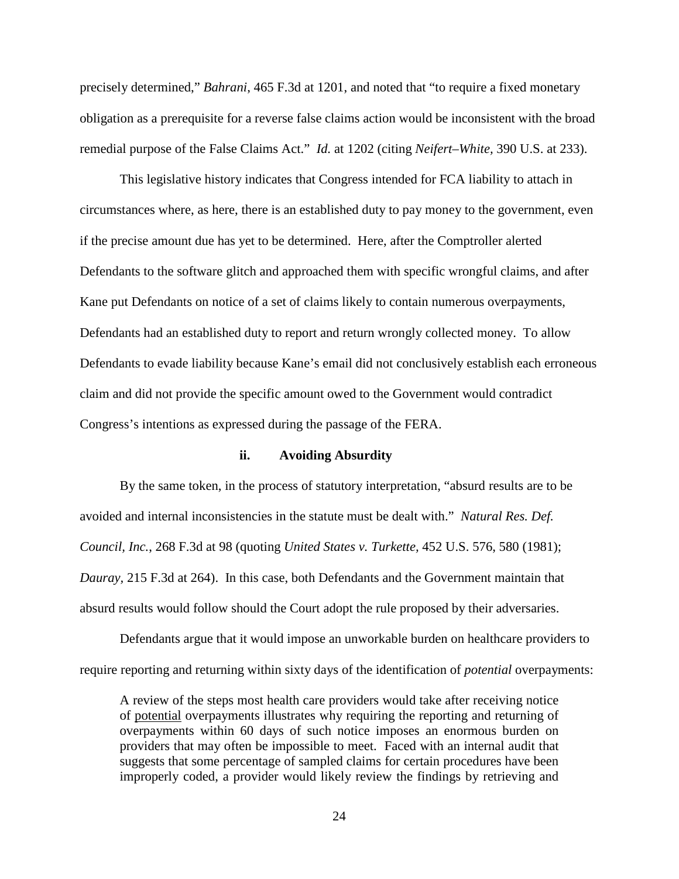precisely determined," *Bahrani*, 465 F.3d at 1201, and noted that "to require a fixed monetary obligation as a prerequisite for a reverse false claims action would be inconsistent with the broad remedial purpose of the False Claims Act." *Id.* at 1202 (citing *Neifert–White*, 390 U.S. at 233).

This legislative history indicates that Congress intended for FCA liability to attach in circumstances where, as here, there is an established duty to pay money to the government, even if the precise amount due has yet to be determined. Here, after the Comptroller alerted Defendants to the software glitch and approached them with specific wrongful claims, and after Kane put Defendants on notice of a set of claims likely to contain numerous overpayments, Defendants had an established duty to report and return wrongly collected money. To allow Defendants to evade liability because Kane's email did not conclusively establish each erroneous claim and did not provide the specific amount owed to the Government would contradict Congress's intentions as expressed during the passage of the FERA.

#### ii. Avoiding Absurdity

By the same token, in the process of statutory interpretation, "absurd results are to be avoided and internal inconsistencies in the statute must be dealt with." *Natural Res. Def. Council, Inc.*, 268 F.3d at 98 (quoting *United States v. Turkette*, 452 U.S. 576, 580 (1981); *Dauray*, 215 F.3d at 264). In this case, both Defendants and the Government maintain that absurd results would follow should the Court adopt the rule proposed by their adversaries.

Defendants argue that it would impose an unworkable burden on healthcare providers to require reporting and returning within sixty days of the identification of *potential* overpayments:

> A review of the steps most health care providers would take after receiving notice of potential overpayments illustrates why requiring the reporting and returning of overpayments within 60 days of such notice imposes an enormous burden on providers that may often be impossible to meet. Faced with an internal audit that suggests that some percentage of sampled claims for certain procedures have been improperly coded, a provider would likely review the findings by retrieving and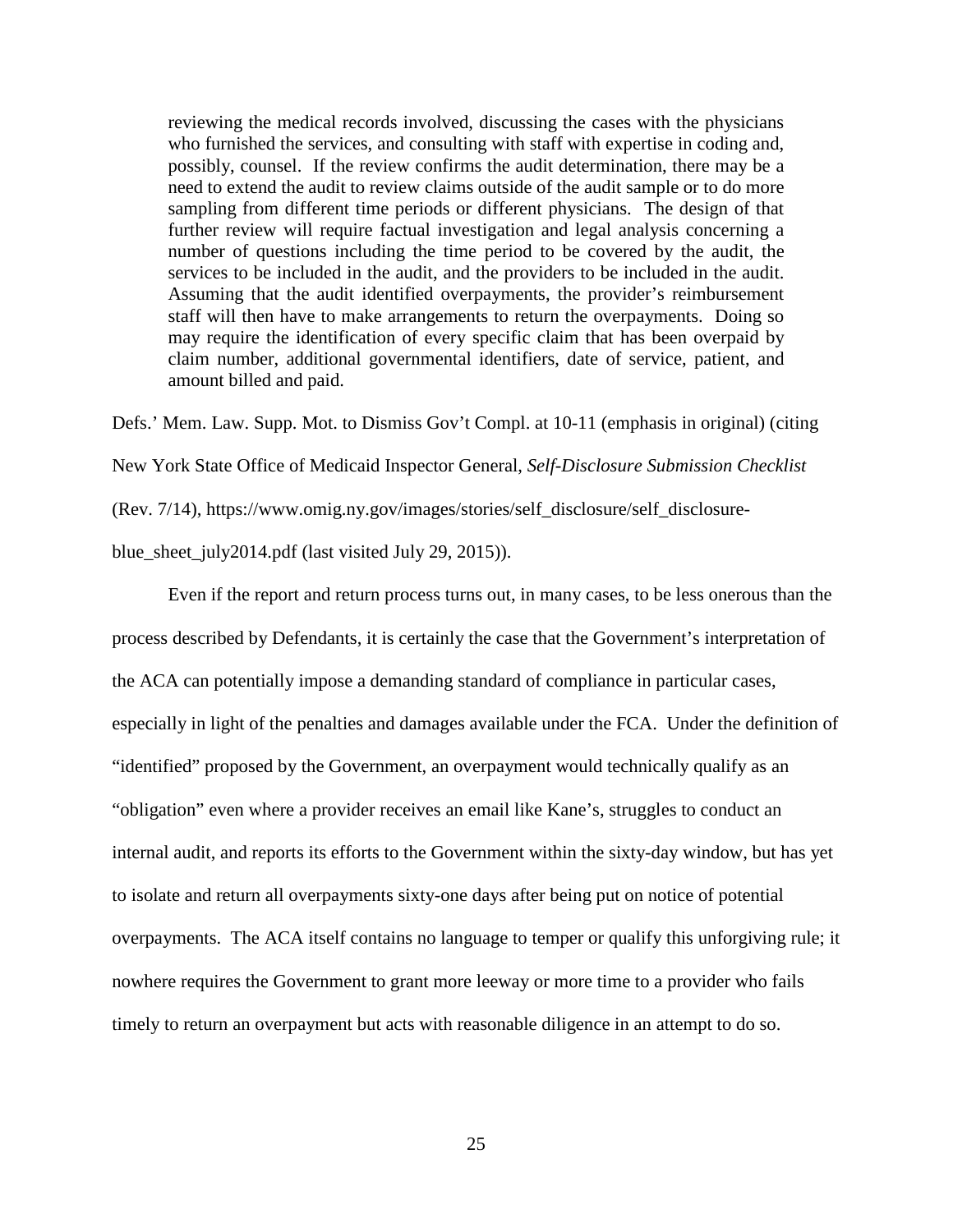> reviewing the medical records involved, discussing the cases with the physicians who furnished the services, and consulting with staff with expertise in coding and, possibly, counsel. If the review confirms the audit determination, there may be a need to extend the audit to review claims outside of the audit sample or to do more sampling from different time periods or different physicians. The design of that further review will require factual investigation and legal analysis concerning a number of questions including the time period to be covered by the audit, the services to be included in the audit, and the providers to be included in the audit. Assuming that the audit identified overpayments, the provider's reimbursement staff will then have to make arrangements to return the overpayments. Doing so may require the identification of every specific claim that has been overpaid by claim number, additional governmental identifiers, date of service, patient, and amount billed and paid.

Defs.' Mem. Law. Supp. Mot. to Dismiss Gov't Compl. at 10-11 (emphasis in original) (citing New York State Office of Medicaid Inspector General, *Self-Disclosure Submission Checklist* (Rev. 7/14), https://www.omig.ny.gov/images/stories/self_disclosure/self_disclosure-blue_sheet_july2014.pdf (last visited July 29, 2015)).

Even if the report and return process turns out, in many cases, to be less onerous than the process described by Defendants, it is certainly the case that the Government's interpretation of the ACA can potentially impose a demanding standard of compliance in particular cases, especially in light of the penalties and damages available under the FCA. Under the definition of "identified" proposed by the Government, an overpayment would technically qualify as an "obligation" even where a provider receives an email like Kane's, struggles to conduct an internal audit, and reports its efforts to the Government within the sixty-day window, but has yet to isolate and return all overpayments sixty-one days after being put on notice of potential overpayments. The ACA itself contains no language to temper or qualify this unforgiving rule; it nowhere requires the Government to grant more leeway or more time to a provider who fails timely to return an overpayment but acts with reasonable diligence in an attempt to do so.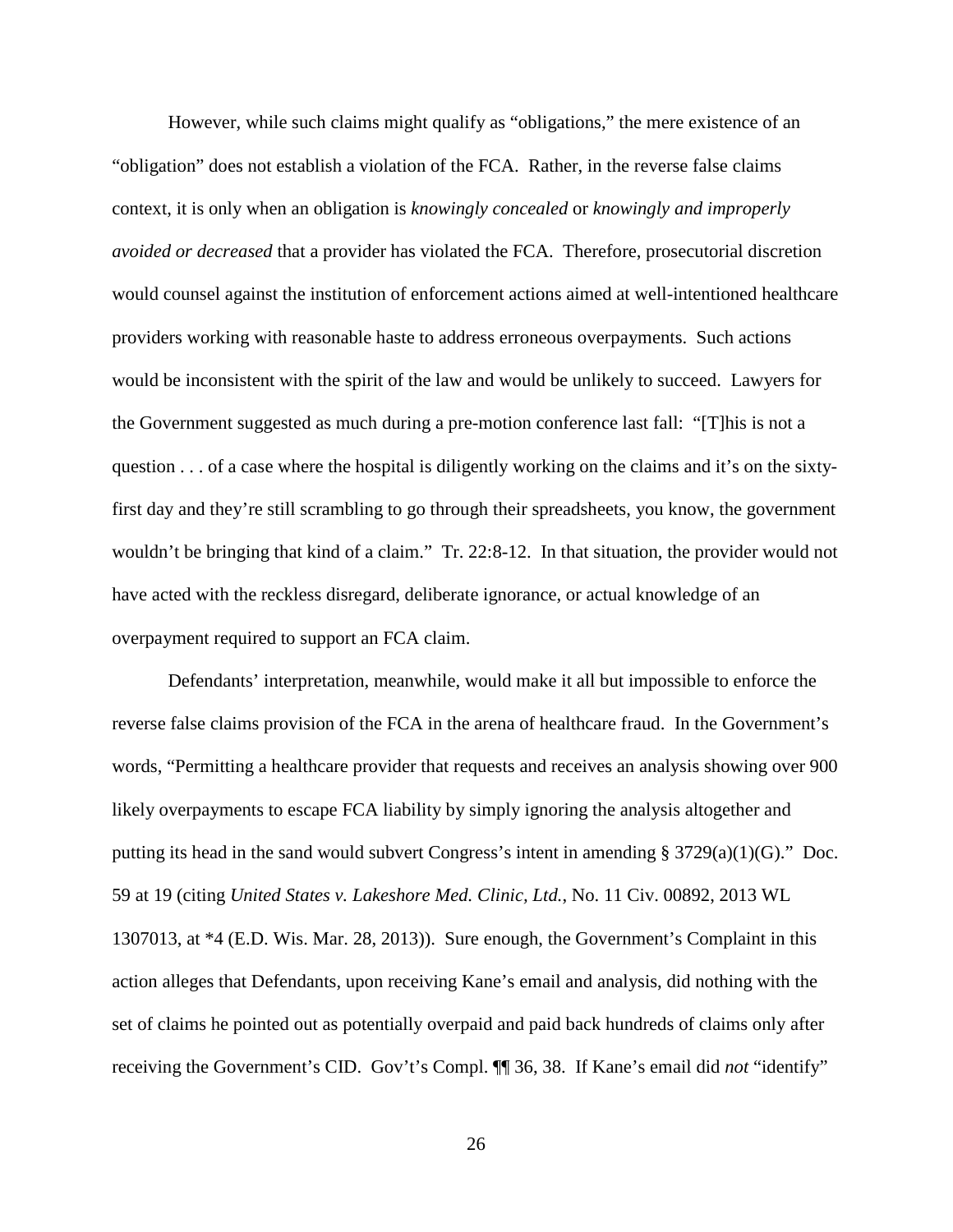However, while such claims might qualify as "obligations," the mere existence of an "obligation" does not establish a violation of the FCA. Rather, in the reverse false claims context, it is only when an obligation is *knowingly concealed* or *knowingly and improperly avoided or decreased* that a provider has violated the FCA. Therefore, prosecutorial discretion would counsel against the institution of enforcement actions aimed at well-intentioned healthcare providers working with reasonable haste to address erroneous overpayments. Such actions would be inconsistent with the spirit of the law and would be unlikely to succeed. Lawyers for the Government suggested as much during a pre-motion conference last fall: "[T]his is not a question . . . of a case where the hospital is diligently working on the claims and it's on the sixty-first day and they're still scrambling to go through their spreadsheets, you know, the government wouldn't be bringing that kind of a claim." Tr. 22:8-12. In that situation, the provider would not have acted with the reckless disregard, deliberate ignorance, or actual knowledge of an overpayment required to support an FCA claim.

Defendants' interpretation, meanwhile, would make it all but impossible to enforce the reverse false claims provision of the FCA in the arena of healthcare fraud. In the Government's words, "Permitting a healthcare provider that requests and receives an analysis showing over 900 likely overpayments to escape FCA liability by simply ignoring the analysis altogether and putting its head in the sand would subvert Congress's intent in amending § 3729(a)(1)(G)." Doc. 59 at 19 (citing *United States v. Lakeshore Med. Clinic, Ltd.*, No. 11 Civ. 00892, 2013 WL 1307013, at *4 (E.D. Wis. Mar. 28, 2013)). Sure enough, the Government's Complaint in this action alleges that Defendants, upon receiving Kane's email and analysis, did nothing with the set of claims he pointed out as potentially overpaid and paid back hundreds of claims only after receiving the Government's CID. Gov't's Compl. ¶¶ 36, 38. If Kane's email did *not* "identify"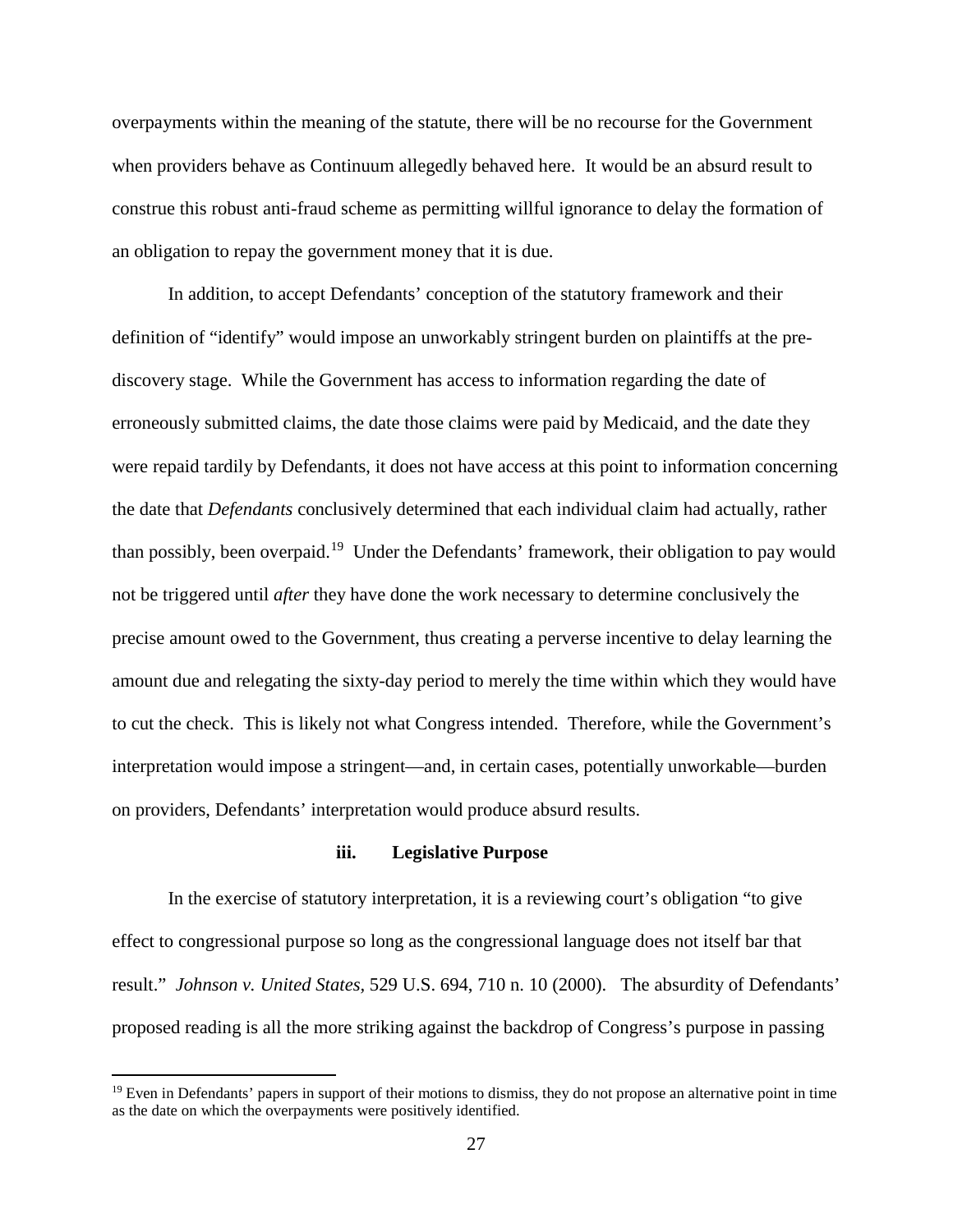overpayments within the meaning of the statute, there will be no recourse for the Government when providers behave as Continuum allegedly behaved here. It would be an absurd result to construe this robust anti-fraud scheme as permitting willful ignorance to delay the formation of an obligation to repay the government money that it is due.

In addition, to accept Defendants' conception of the statutory framework and their definition of "identify" would impose an unworkably stringent burden on plaintiffs at the pre-discovery stage. While the Government has access to information regarding the date of erroneously submitted claims, the date those claims were paid by Medicaid, and the date they were repaid tardily by Defendants, it does not have access at this point to information concerning the date that *Defendants* conclusively determined that each individual claim had actually, rather than possibly, been overpaid.[19] Under the Defendants' framework, their obligation to pay would not be triggered until *after* they have done the work necessary to determine conclusively the precise amount owed to the Government, thus creating a perverse incentive to delay learning the amount due and relegating the sixty-day period to merely the time within which they would have to cut the check. This is likely not what Congress intended. Therefore, while the Government's interpretation would impose a stringent—and, in certain cases, potentially unworkable—burden on providers, Defendants' interpretation would produce absurd results.

**iii. Legislative Purpose**

In the exercise of statutory interpretation, it is a reviewing court's obligation "to give effect to congressional purpose so long as the congressional language does not itself bar that result." *Johnson v. United States*, 529 U.S. 694, 710 n. 10 (2000). The absurdity of Defendants' proposed reading is all the more striking against the backdrop of Congress's purpose in passing

[19] Even in Defendants' papers in support of their motions to dismiss, they do not propose an alternative point in time as the date on which the overpayments were positively identified.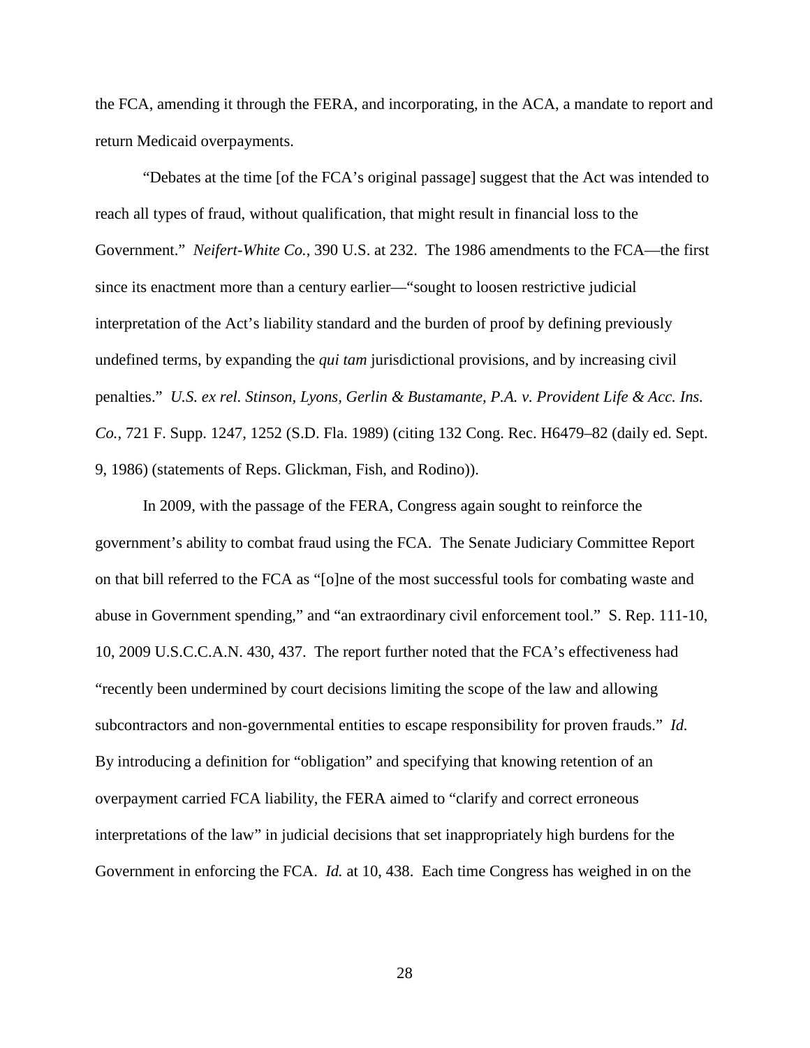the FCA, amending it through the FERA, and incorporating, in the ACA, a mandate to report and return Medicaid overpayments.

"Debates at the time [of the FCA's original passage] suggest that the Act was intended to reach all types of fraud, without qualification, that might result in financial loss to the Government." *Neifert-White Co.*, 390 U.S. at 232. The 1986 amendments to the FCA—the first since its enactment more than a century earlier—"sought to loosen restrictive judicial interpretation of the Act's liability standard and the burden of proof by defining previously undefined terms, by expanding the *qui tam* jurisdictional provisions, and by increasing civil penalties." *U.S. ex rel. Stinson, Lyons, Gerlin & Bustamante, P.A. v. Provident Life & Acc. Ins. Co.*, 721 F. Supp. 1247, 1252 (S.D. Fla. 1989) (citing 132 Cong. Rec. H6479–82 (daily ed. Sept. 9, 1986) (statements of Reps. Glickman, Fish, and Rodino)).

In 2009, with the passage of the FERA, Congress again sought to reinforce the government's ability to combat fraud using the FCA. The Senate Judiciary Committee Report on that bill referred to the FCA as "[o]ne of the most successful tools for combating waste and abuse in Government spending," and "an extraordinary civil enforcement tool." S. Rep. 111-10, 10, 2009 U.S.C.C.A.N. 430, 437. The report further noted that the FCA's effectiveness had "recently been undermined by court decisions limiting the scope of the law and allowing subcontractors and non-governmental entities to escape responsibility for proven frauds." *Id.* By introducing a definition for "obligation" and specifying that knowing retention of an overpayment carried FCA liability, the FERA aimed to "clarify and correct erroneous interpretations of the law" in judicial decisions that set inappropriately high burdens for the Government in enforcing the FCA. *Id.* at 10, 438. Each time Congress has weighed in on the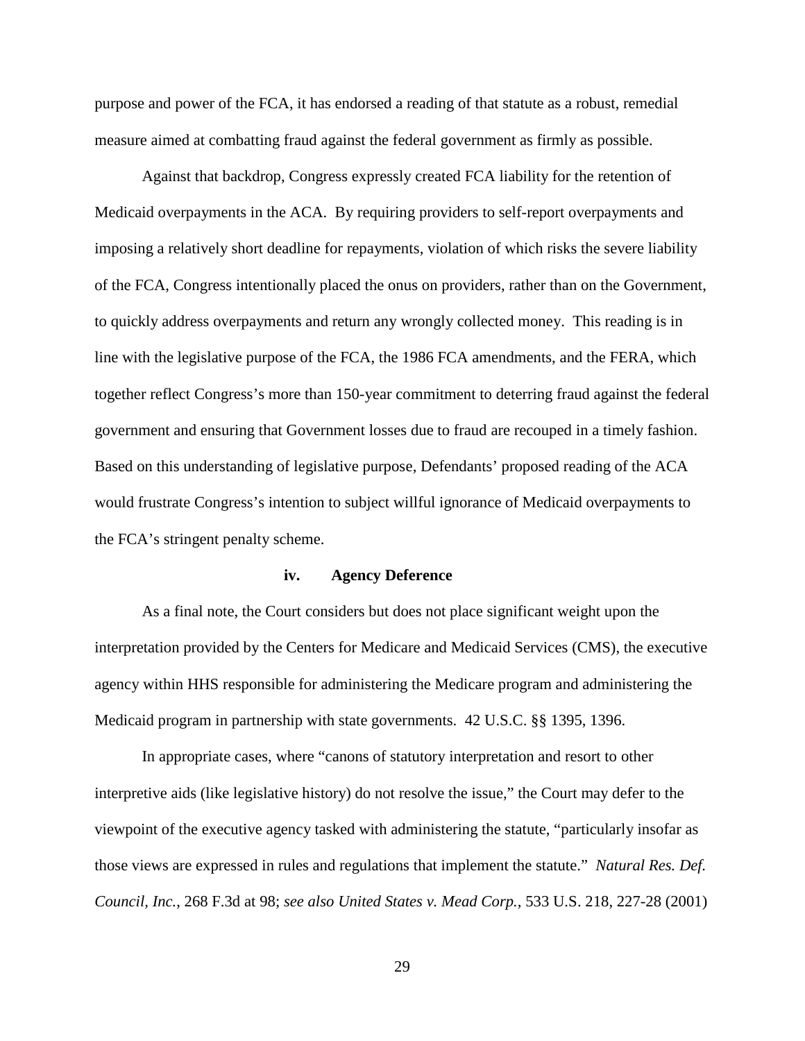purpose and power of the FCA, it has endorsed a reading of that statute as a robust, remedial measure aimed at combatting fraud against the federal government as firmly as possible.

Against that backdrop, Congress expressly created FCA liability for the retention of Medicaid overpayments in the ACA. By requiring providers to self-report overpayments and imposing a relatively short deadline for repayments, violation of which risks the severe liability of the FCA, Congress intentionally placed the onus on providers, rather than on the Government, to quickly address overpayments and return any wrongly collected money. This reading is in line with the legislative purpose of the FCA, the 1986 FCA amendments, and the FERA, which together reflect Congress's more than 150-year commitment to deterring fraud against the federal government and ensuring that Government losses due to fraud are recouped in a timely fashion. Based on this understanding of legislative purpose, Defendants' proposed reading of the ACA would frustrate Congress's intention to subject willful ignorance of Medicaid overpayments to the FCA's stringent penalty scheme.

#### iv. Agency Deference

As a final note, the Court considers but does not place significant weight upon the interpretation provided by the Centers for Medicare and Medicaid Services (CMS), the executive agency within HHS responsible for administering the Medicare program and administering the Medicaid program in partnership with state governments. 42 U.S.C. §§ 1395, 1396.

In appropriate cases, where "canons of statutory interpretation and resort to other interpretive aids (like legislative history) do not resolve the issue," the Court may defer to the viewpoint of the executive agency tasked with administering the statute, "particularly insofar as those views are expressed in rules and regulations that implement the statute." *Natural Res. Def. Council, Inc.*, 268 F.3d at 98; *see also United States v. Mead Corp.*, 533 U.S. 218, 227-28 (2001)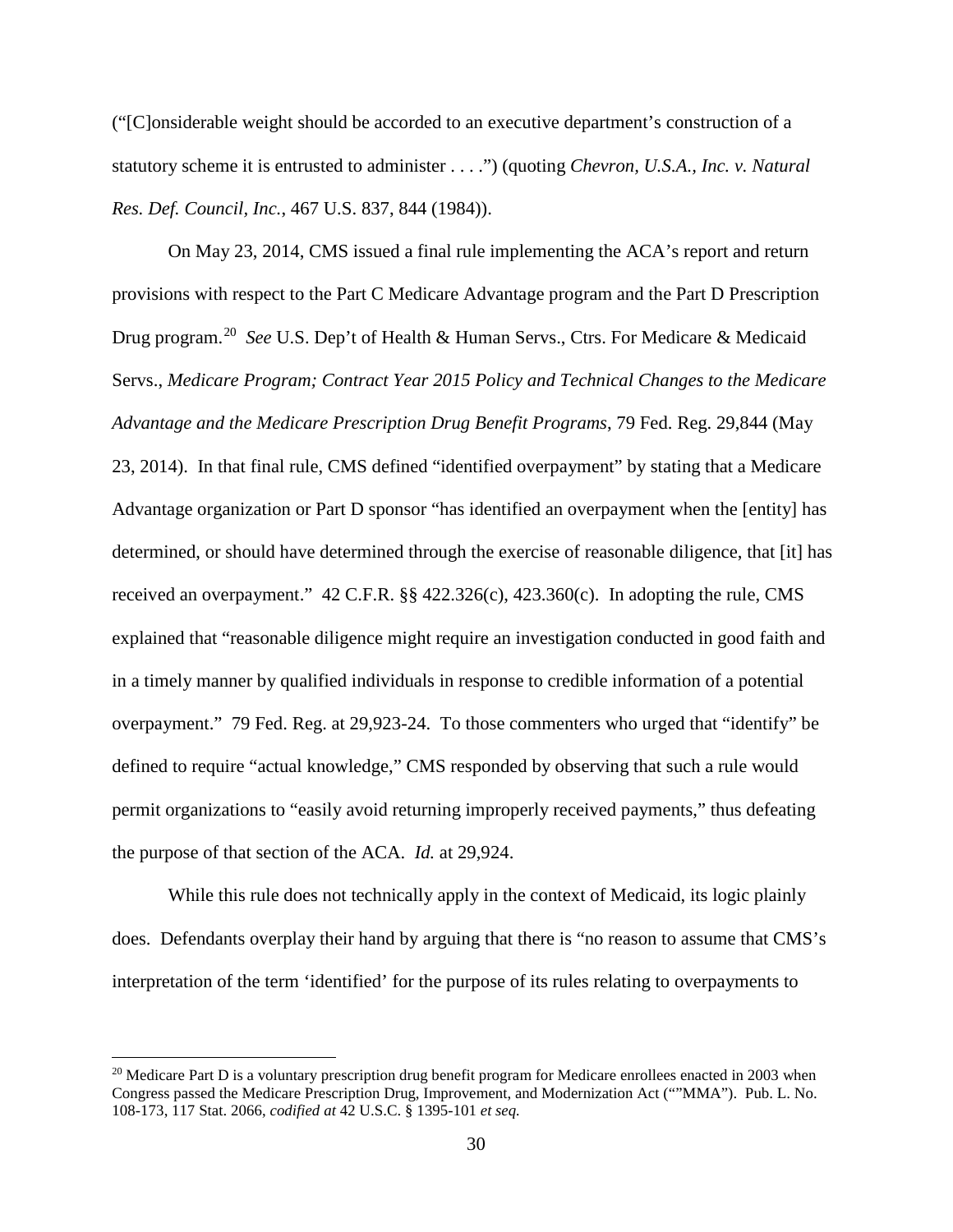("[C]onsiderable weight should be accorded to an executive department's construction of a statutory scheme it is entrusted to administer . . . .") (quoting *Chevron, U.S.A., Inc. v. Natural Res. Def. Council, Inc.*, 467 U.S. 837, 844 (1984)).

On May 23, 2014, CMS issued a final rule implementing the ACA's report and return provisions with respect to the Part C Medicare Advantage program and the Part D Prescription Drug program.[20] *See* U.S. Dep't of Health & Human Servs., Ctrs. For Medicare & Medicaid Servs., *Medicare Program; Contract Year 2015 Policy and Technical Changes to the Medicare Advantage and the Medicare Prescription Drug Benefit Programs*, 79 Fed. Reg. 29,844 (May 23, 2014). In that final rule, CMS defined "identified overpayment" by stating that a Medicare Advantage organization or Part D sponsor "has identified an overpayment when the [entity] has determined, or should have determined through the exercise of reasonable diligence, that [it] has received an overpayment." 42 C.F.R. §§ 422.326(c), 423.360(c). In adopting the rule, CMS explained that "reasonable diligence might require an investigation conducted in good faith and in a timely manner by qualified individuals in response to credible information of a potential overpayment." 79 Fed. Reg. at 29,923-24. To those commenters who urged that "identify" be defined to require "actual knowledge," CMS responded by observing that such a rule would permit organizations to "easily avoid returning improperly received payments," thus defeating the purpose of that section of the ACA. *Id.* at 29,924.

While this rule does not technically apply in the context of Medicaid, its logic plainly does. Defendants overplay their hand by arguing that there is "no reason to assume that CMS's interpretation of the term 'identified' for the purpose of its rules relating to overpayments to

---

[20] Medicare Part D is a voluntary prescription drug benefit program for Medicare enrollees enacted in 2003 when Congress passed the Medicare Prescription Drug, Improvement, and Modernization Act ("”MMA"). Pub. L. No. 108-173, 117 Stat. 2066, *codified at* 42 U.S.C. § 1395-101 *et seq.*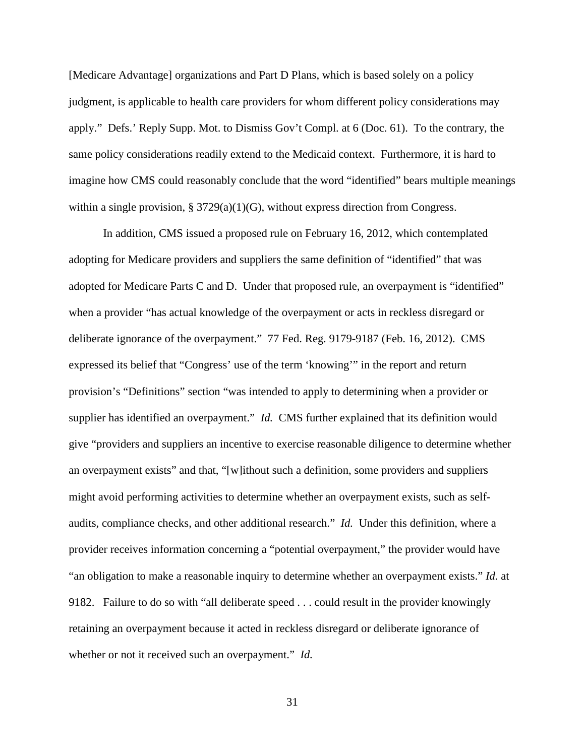[Medicare Advantage] organizations and Part D Plans, which is based solely on a policy judgment, is applicable to health care providers for whom different policy considerations may apply." Defs.' Reply Supp. Mot. to Dismiss Gov't Compl. at 6 (Doc. 61). To the contrary, the same policy considerations readily extend to the Medicaid context. Furthermore, it is hard to imagine how CMS could reasonably conclude that the word "identified" bears multiple meanings within a single provision, § 3729(a)(1)(G), without express direction from Congress.

In addition, CMS issued a proposed rule on February 16, 2012, which contemplated adopting for Medicare providers and suppliers the same definition of "identified" that was adopted for Medicare Parts C and D. Under that proposed rule, an overpayment is "identified" when a provider "has actual knowledge of the overpayment or acts in reckless disregard or deliberate ignorance of the overpayment." 77 Fed. Reg. 9179-9187 (Feb. 16, 2012). CMS expressed its belief that "Congress' use of the term 'knowing'" in the report and return provision's "Definitions" section "was intended to apply to determining when a provider or supplier has identified an overpayment." *Id.* CMS further explained that its definition would give "providers and suppliers an incentive to exercise reasonable diligence to determine whether an overpayment exists" and that, "[w]ithout such a definition, some providers and suppliers might avoid performing activities to determine whether an overpayment exists, such as self-audits, compliance checks, and other additional research." *Id.* Under this definition, where a provider receives information concerning a "potential overpayment," the provider would have "an obligation to make a reasonable inquiry to determine whether an overpayment exists." *Id.* at 9182. Failure to do so with "all deliberate speed . . . could result in the provider knowingly retaining an overpayment because it acted in reckless disregard or deliberate ignorance of whether or not it received such an overpayment." *Id.*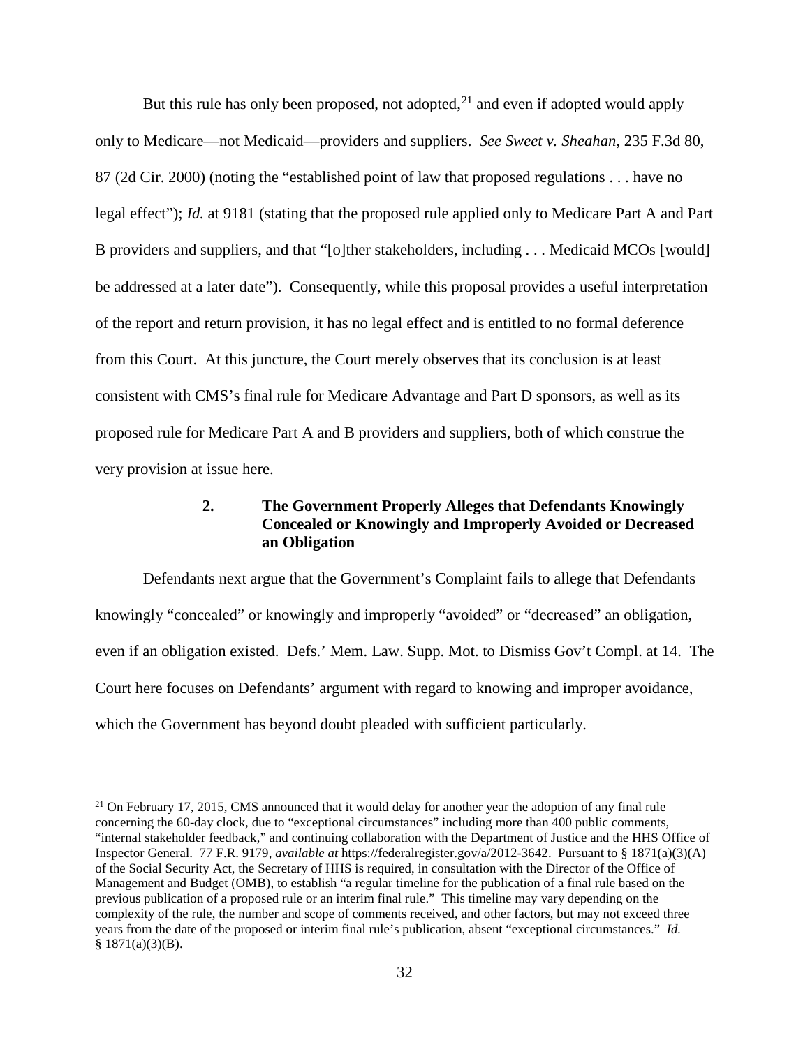But this rule has only been proposed, not adopted,[21] and even if adopted would apply only to Medicare—not Medicaid—providers and suppliers. *See Sweet v. Sheahan*, 235 F.3d 80, 87 (2d Cir. 2000) (noting the "established point of law that proposed regulations . . . have no legal effect"); *Id.* at 9181 (stating that the proposed rule applied only to Medicare Part A and Part B providers and suppliers, and that "[o]ther stakeholders, including . . . Medicaid MCOs [would] be addressed at a later date"). Consequently, while this proposal provides a useful interpretation of the report and return provision, it has no legal effect and is entitled to no formal deference from this Court. At this juncture, the Court merely observes that its conclusion is at least consistent with CMS's final rule for Medicare Advantage and Part D sponsors, as well as its proposed rule for Medicare Part A and B providers and suppliers, both of which construe the very provision at issue here.

### 2. The Government Properly Alleges that Defendants Knowingly Concealed or Knowingly and Improperly Avoided or Decreased an Obligation

Defendants next argue that the Government's Complaint fails to allege that Defendants knowingly "concealed" or knowingly and improperly "avoided" or "decreased" an obligation, even if an obligation existed. Defs.' Mem. Law. Supp. Mot. to Dismiss Gov't Compl. at 14. The Court here focuses on Defendants' argument with regard to knowing and improper avoidance, which the Government has beyond doubt pleaded with sufficient particularly.

---

[21] On February 17, 2015, CMS announced that it would delay for another year the adoption of any final rule concerning the 60-day clock, due to "exceptional circumstances" including more than 400 public comments, "internal stakeholder feedback," and continuing collaboration with the Department of Justice and the HHS Office of Inspector General. 77 F.R. 9179, *available at* https://federalregister.gov/a/2012-3642. Pursuant to § 1871(a)(3)(A) of the Social Security Act, the Secretary of HHS is required, in consultation with the Director of the Office of Management and Budget (OMB), to establish "a regular timeline for the publication of a final rule based on the previous publication of a proposed rule or an interim final rule." This timeline may vary depending on the complexity of the rule, the number and scope of comments received, and other factors, but may not exceed three years from the date of the proposed or interim final rule's publication, absent "exceptional circumstances." *Id.* § 1871(a)(3)(B).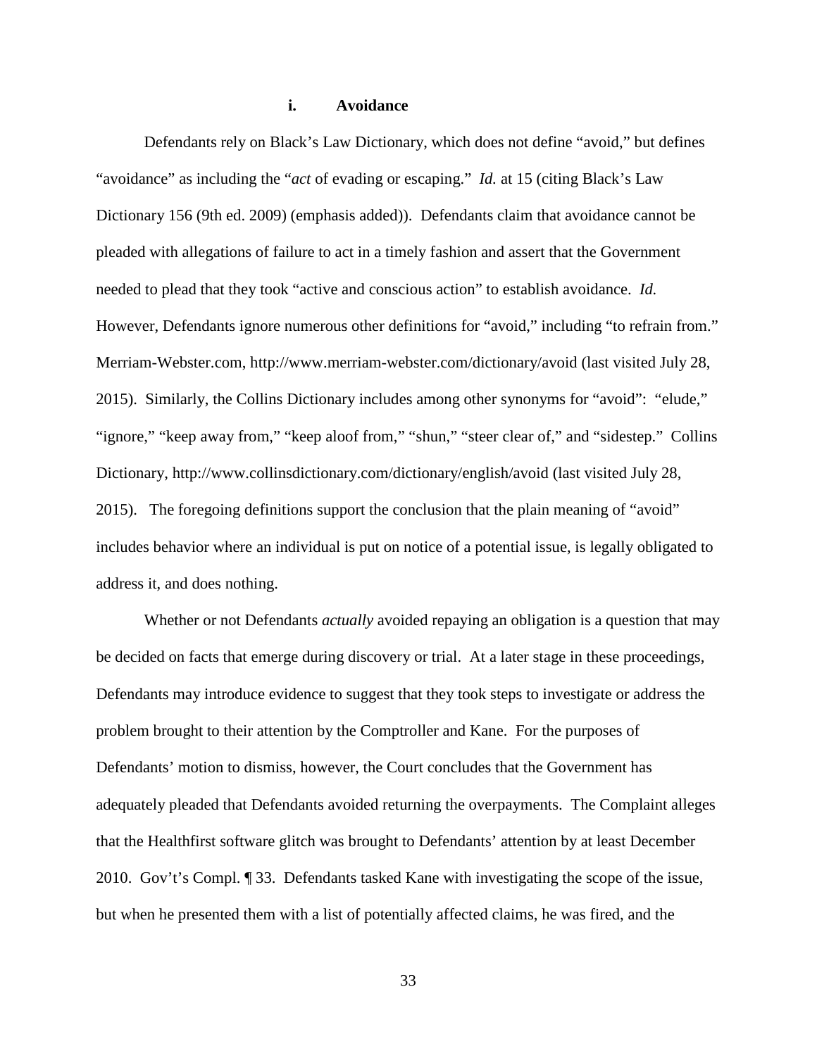### i. Avoidance

Defendants rely on Black's Law Dictionary, which does not define "avoid," but defines "avoidance" as including the "*act* of evading or escaping." *Id.* at 15 (citing Black's Law Dictionary 156 (9th ed. 2009) (emphasis added)). Defendants claim that avoidance cannot be pleaded with allegations of failure to act in a timely fashion and assert that the Government needed to plead that they took "active and conscious action" to establish avoidance. *Id.* However, Defendants ignore numerous other definitions for "avoid," including "to refrain from." Merriam-Webster.com, http://www.merriam-webster.com/dictionary/avoid (last visited July 28, 2015). Similarly, the Collins Dictionary includes among other synonyms for "avoid": "elude," "ignore," "keep away from," "keep aloof from," "shun," "steer clear of," and "sidestep." Collins Dictionary, http://www.collinsdictionary.com/dictionary/english/avoid (last visited July 28, 2015). The foregoing definitions support the conclusion that the plain meaning of "avoid" includes behavior where an individual is put on notice of a potential issue, is legally obligated to address it, and does nothing.

Whether or not Defendants *actually* avoided repaying an obligation is a question that may be decided on facts that emerge during discovery or trial. At a later stage in these proceedings, Defendants may introduce evidence to suggest that they took steps to investigate or address the problem brought to their attention by the Comptroller and Kane. For the purposes of Defendants' motion to dismiss, however, the Court concludes that the Government has adequately pleaded that Defendants avoided returning the overpayments. The Complaint alleges that the Healthfirst software glitch was brought to Defendants' attention by at least December 2010. Gov't's Compl. ¶ 33. Defendants tasked Kane with investigating the scope of the issue, but when he presented them with a list of potentially affected claims, he was fired, and the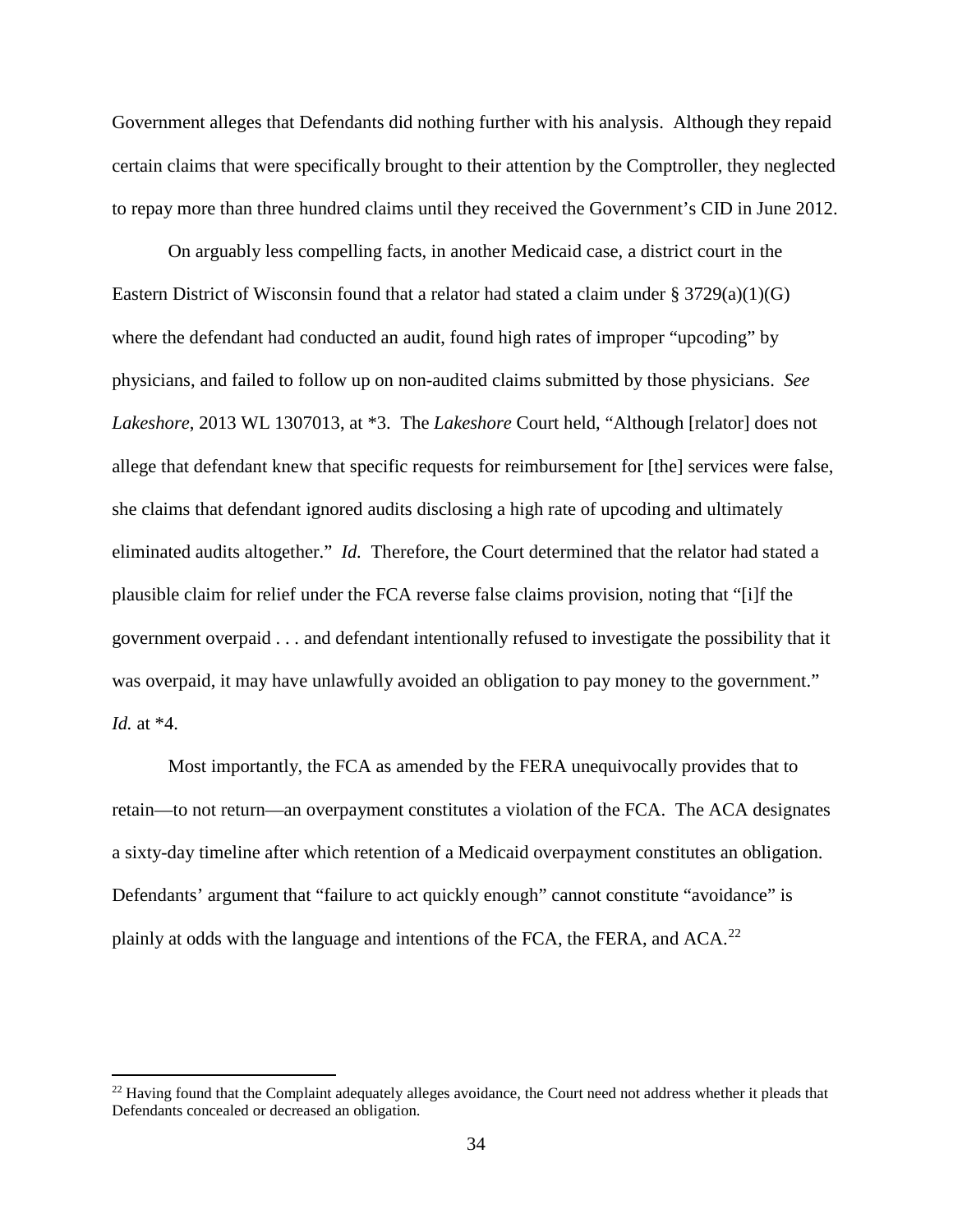Government alleges that Defendants did nothing further with his analysis. Although they repaid certain claims that were specifically brought to their attention by the Comptroller, they neglected to repay more than three hundred claims until they received the Government's CID in June 2012.

On arguably less compelling facts, in another Medicaid case, a district court in the Eastern District of Wisconsin found that a relator had stated a claim under § 3729(a)(1)(G) where the defendant had conducted an audit, found high rates of improper "upcoding" by physicians, and failed to follow up on non-audited claims submitted by those physicians. *See Lakeshore*, 2013 WL 1307013, at \*3. The *Lakeshore* Court held, "Although [relator] does not allege that defendant knew that specific requests for reimbursement for [the] services were false, she claims that defendant ignored audits disclosing a high rate of upcoding and ultimately eliminated audits altogether." *Id.* Therefore, the Court determined that the relator had stated a plausible claim for relief under the FCA reverse false claims provision, noting that "[i]f the government overpaid . . . and defendant intentionally refused to investigate the possibility that it was overpaid, it may have unlawfully avoided an obligation to pay money to the government." *Id.* at \*4.

Most importantly, the FCA as amended by the FERA unequivocally provides that to retain—to not return—an overpayment constitutes a violation of the FCA. The ACA designates a sixty-day timeline after which retention of a Medicaid overpayment constitutes an obligation. Defendants' argument that "failure to act quickly enough" cannot constitute "avoidance" is plainly at odds with the language and intentions of the FCA, the FERA, and ACA.[22]

[22] Having found that the Complaint adequately alleges avoidance, the Court need not address whether it pleads that Defendants concealed or decreased an obligation.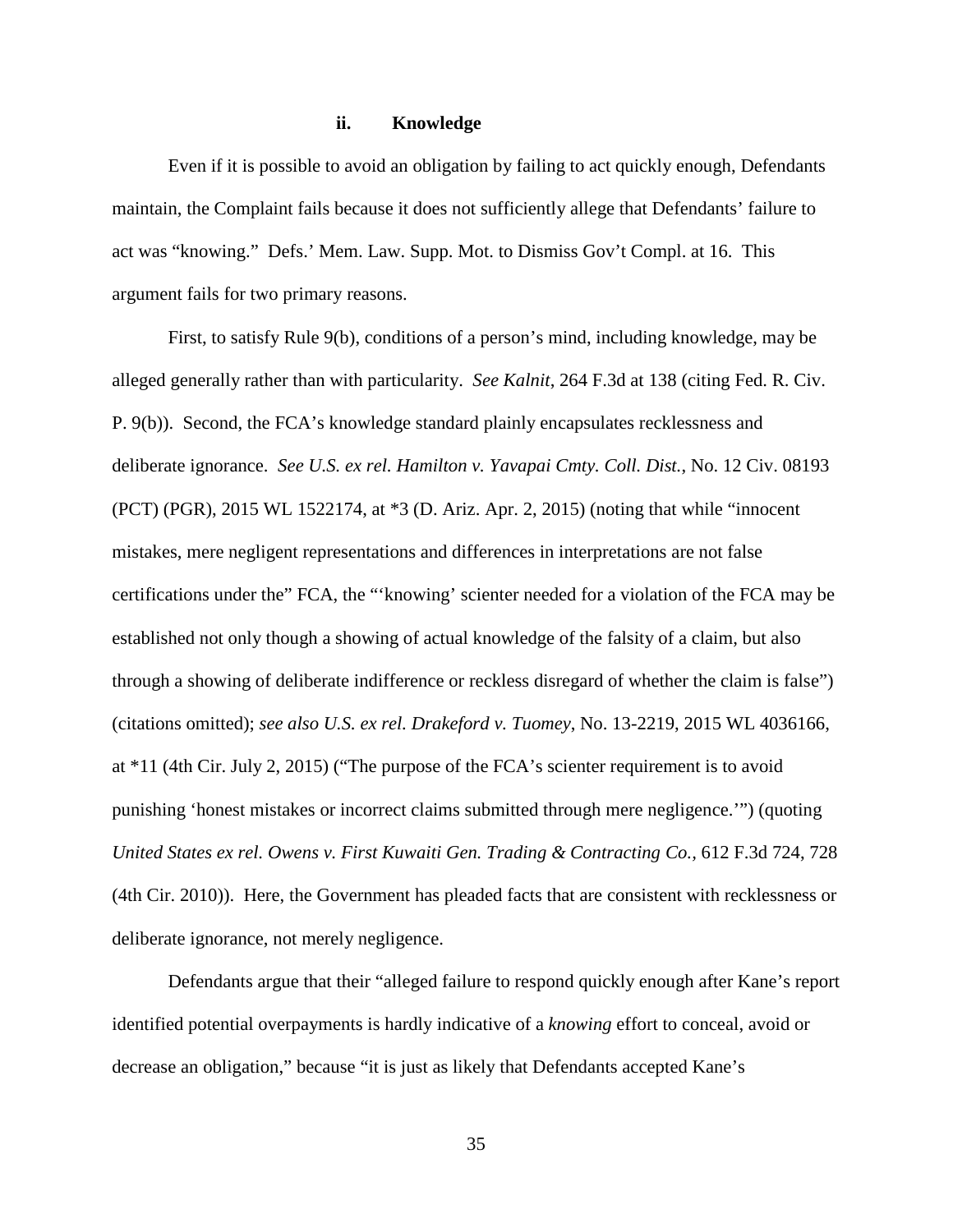#### ii. Knowledge

Even if it is possible to avoid an obligation by failing to act quickly enough, Defendants maintain, the Complaint fails because it does not sufficiently allege that Defendants' failure to act was "knowing." Defs.' Mem. Law. Supp. Mot. to Dismiss Gov't Compl. at 16. This argument fails for two primary reasons.

First, to satisfy Rule 9(b), conditions of a person's mind, including knowledge, may be alleged generally rather than with particularity. *See Kalnit*, 264 F.3d at 138 (citing Fed. R. Civ. P. 9(b)). Second, the FCA's knowledge standard plainly encapsulates recklessness and deliberate ignorance. *See U.S. ex rel. Hamilton v. Yavapai Cmty. Coll. Dist.*, No. 12 Civ. 08193 (PCT) (PGR), 2015 WL 1522174, at *3 (D. Ariz. Apr. 2, 2015) (noting that while "innocent mistakes, mere negligent representations and differences in interpretations are not false certifications under the" FCA, the "'knowing' scienter needed for a violation of the FCA may be established not only though a showing of actual knowledge of the falsity of a claim, but also through a showing of deliberate indifference or reckless disregard of whether the claim is false") (citations omitted); *see also U.S. ex rel. Drakeford v. Tuomey*, No. 13-2219, 2015 WL 4036166, at *11 (4th Cir. July 2, 2015) ("The purpose of the FCA's scienter requirement is to avoid punishing 'honest mistakes or incorrect claims submitted through mere negligence.'") (quoting *United States ex rel. Owens v. First Kuwaiti Gen. Trading & Contracting Co.*, 612 F.3d 724, 728 (4th Cir. 2010)). Here, the Government has pleaded facts that are consistent with recklessness or deliberate ignorance, not merely negligence.

Defendants argue that their "alleged failure to respond quickly enough after Kane's report identified potential overpayments is hardly indicative of a *knowing* effort to conceal, avoid or decrease an obligation," because "it is just as likely that Defendants accepted Kane's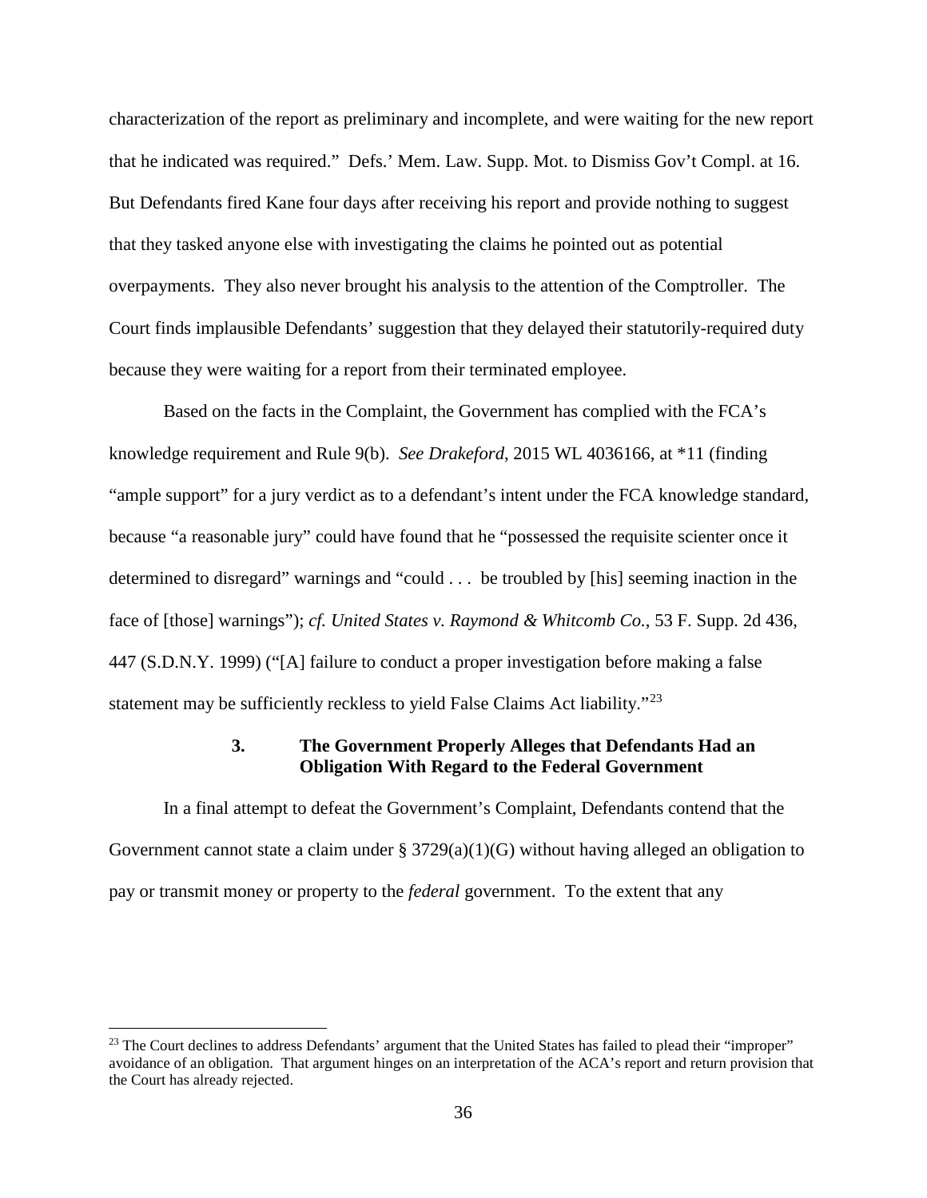characterization of the report as preliminary and incomplete, and were waiting for the new report that he indicated was required." Defs.' Mem. Law. Supp. Mot. to Dismiss Gov't Compl. at 16. But Defendants fired Kane four days after receiving his report and provide nothing to suggest that they tasked anyone else with investigating the claims he pointed out as potential overpayments. They also never brought his analysis to the attention of the Comptroller. The Court finds implausible Defendants' suggestion that they delayed their statutorily-required duty because they were waiting for a report from their terminated employee.

Based on the facts in the Complaint, the Government has complied with the FCA's knowledge requirement and Rule 9(b). *See Drakeford*, 2015 WL 4036166, at *11 (finding "ample support" for a jury verdict as to a defendant's intent under the FCA knowledge standard, because "a reasonable jury" could have found that he "possessed the requisite scienter once it determined to disregard" warnings and "could . . . be troubled by [his] seeming inaction in the face of [those] warnings"); *cf. United States v. Raymond & Whitcomb Co.*, 53 F. Supp. 2d 436, 447 (S.D.N.Y. 1999) ("[A] failure to conduct a proper investigation before making a false statement may be sufficiently reckless to yield False Claims Act liability."[23]

### 3. The Government Properly Alleges that Defendants Had an Obligation With Regard to the Federal Government

In a final attempt to defeat the Government's Complaint, Defendants contend that the Government cannot state a claim under § 3729(a)(1)(G) without having alleged an obligation to pay or transmit money or property to the *federal* government. To the extent that any

---

[23] The Court declines to address Defendants' argument that the United States has failed to plead their "improper" avoidance of an obligation. That argument hinges on an interpretation of the ACA's report and return provision that the Court has already rejected.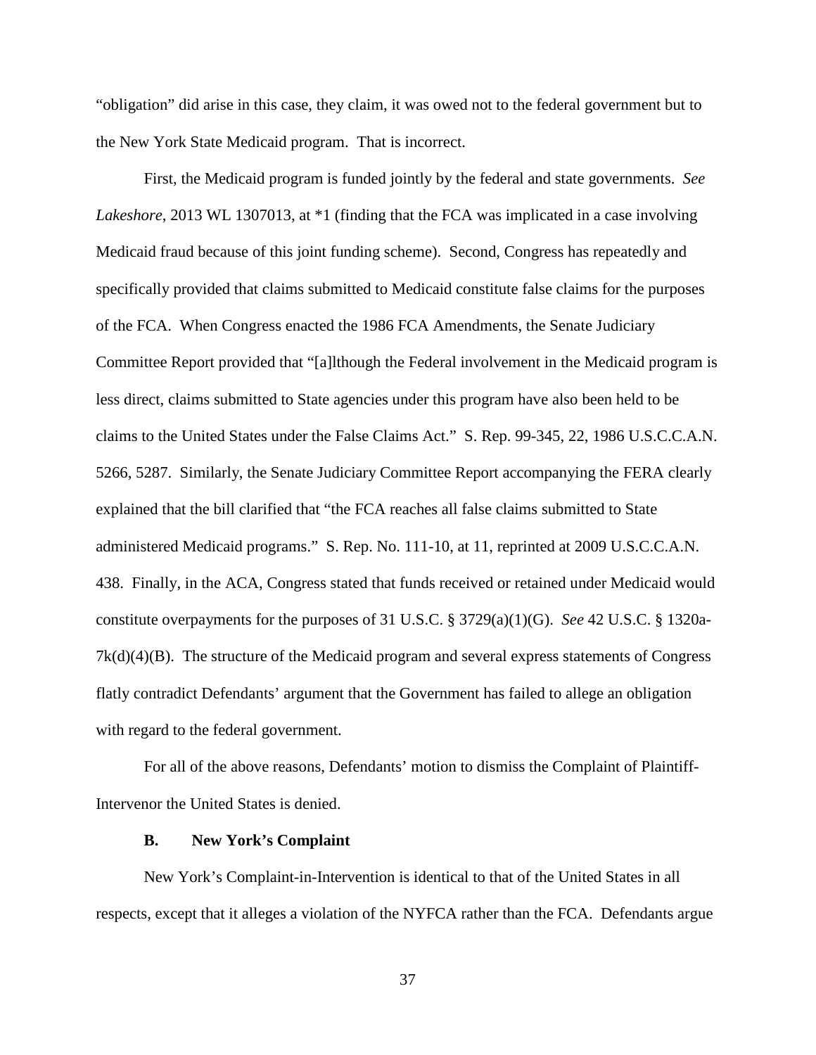"obligation" did arise in this case, they claim, it was owed not to the federal government but to the New York State Medicaid program. That is incorrect.

First, the Medicaid program is funded jointly by the federal and state governments. *See Lakeshore*, 2013 WL 1307013, at *1 (finding that the FCA was implicated in a case involving Medicaid fraud because of this joint funding scheme). Second, Congress has repeatedly and specifically provided that claims submitted to Medicaid constitute false claims for the purposes of the FCA. When Congress enacted the 1986 FCA Amendments, the Senate Judiciary Committee Report provided that "[a]lthough the Federal involvement in the Medicaid program is less direct, claims submitted to State agencies under this program have also been held to be claims to the United States under the False Claims Act." S. Rep. 99-345, 22, 1986 U.S.C.C.A.N. 5266, 5287. Similarly, the Senate Judiciary Committee Report accompanying the FERA clearly explained that the bill clarified that "the FCA reaches all false claims submitted to State administered Medicaid programs." S. Rep. No. 111-10, at 11, reprinted at 2009 U.S.C.C.A.N. 438. Finally, in the ACA, Congress stated that funds received or retained under Medicaid would constitute overpayments for the purposes of 31 U.S.C. § 3729(a)(1)(G). *See* 42 U.S.C. § 1320a-7k(d)(4)(B). The structure of the Medicaid program and several express statements of Congress flatly contradict Defendants' argument that the Government has failed to allege an obligation with regard to the federal government.

For all of the above reasons, Defendants' motion to dismiss the Complaint of Plaintiff-Intervenor the United States is denied.

### B. New York's Complaint

New York's Complaint-in-Intervention is identical to that of the United States in all respects, except that it alleges a violation of the NYFCA rather than the FCA. Defendants argue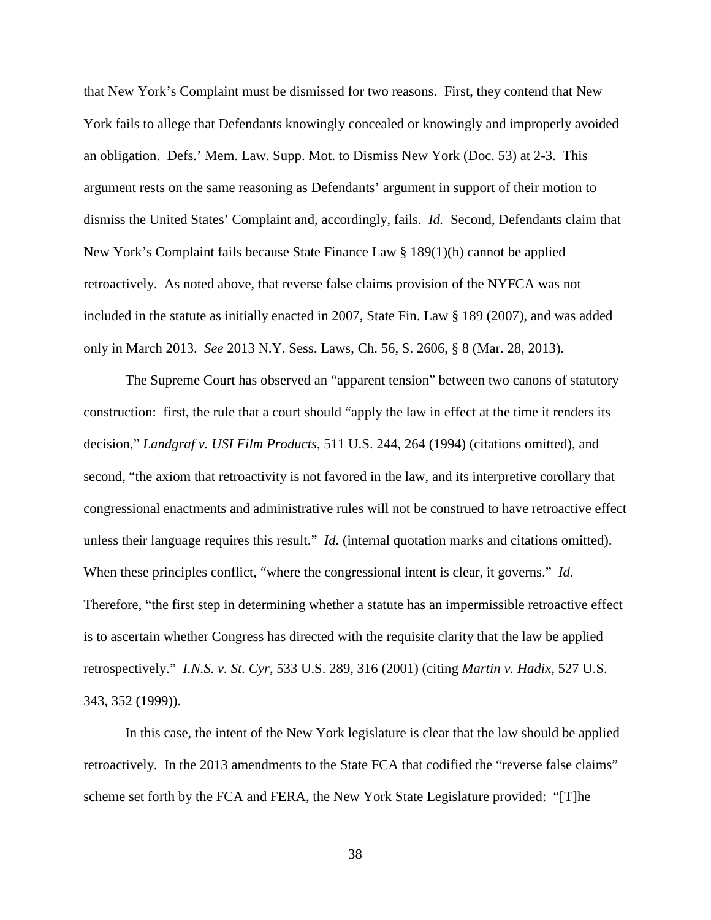that New York's Complaint must be dismissed for two reasons. First, they contend that New York fails to allege that Defendants knowingly concealed or knowingly and improperly avoided an obligation. Defs.' Mem. Law. Supp. Mot. to Dismiss New York (Doc. 53) at 2-3. This argument rests on the same reasoning as Defendants' argument in support of their motion to dismiss the United States' Complaint and, accordingly, fails. *Id.* Second, Defendants claim that New York's Complaint fails because State Finance Law § 189(1)(h) cannot be applied retroactively. As noted above, that reverse false claims provision of the NYFCA was not included in the statute as initially enacted in 2007, State Fin. Law § 189 (2007), and was added only in March 2013. *See* 2013 N.Y. Sess. Laws, Ch. 56, S. 2606, § 8 (Mar. 28, 2013).

The Supreme Court has observed an "apparent tension" between two canons of statutory construction: first, the rule that a court should "apply the law in effect at the time it renders its decision," *Landgraf v. USI Film Products*, 511 U.S. 244, 264 (1994) (citations omitted), and second, "the axiom that retroactivity is not favored in the law, and its interpretive corollary that congressional enactments and administrative rules will not be construed to have retroactive effect unless their language requires this result." *Id.* (internal quotation marks and citations omitted). When these principles conflict, "where the congressional intent is clear, it governs." *Id.* Therefore, "the first step in determining whether a statute has an impermissible retroactive effect is to ascertain whether Congress has directed with the requisite clarity that the law be applied retrospectively." *I.N.S. v. St. Cyr*, 533 U.S. 289, 316 (2001) (citing *Martin v. Hadix,* 527 U.S. 343, 352 (1999)).

In this case, the intent of the New York legislature is clear that the law should be applied retroactively. In the 2013 amendments to the State FCA that codified the "reverse false claims" scheme set forth by the FCA and FERA, the New York State Legislature provided: "[T]he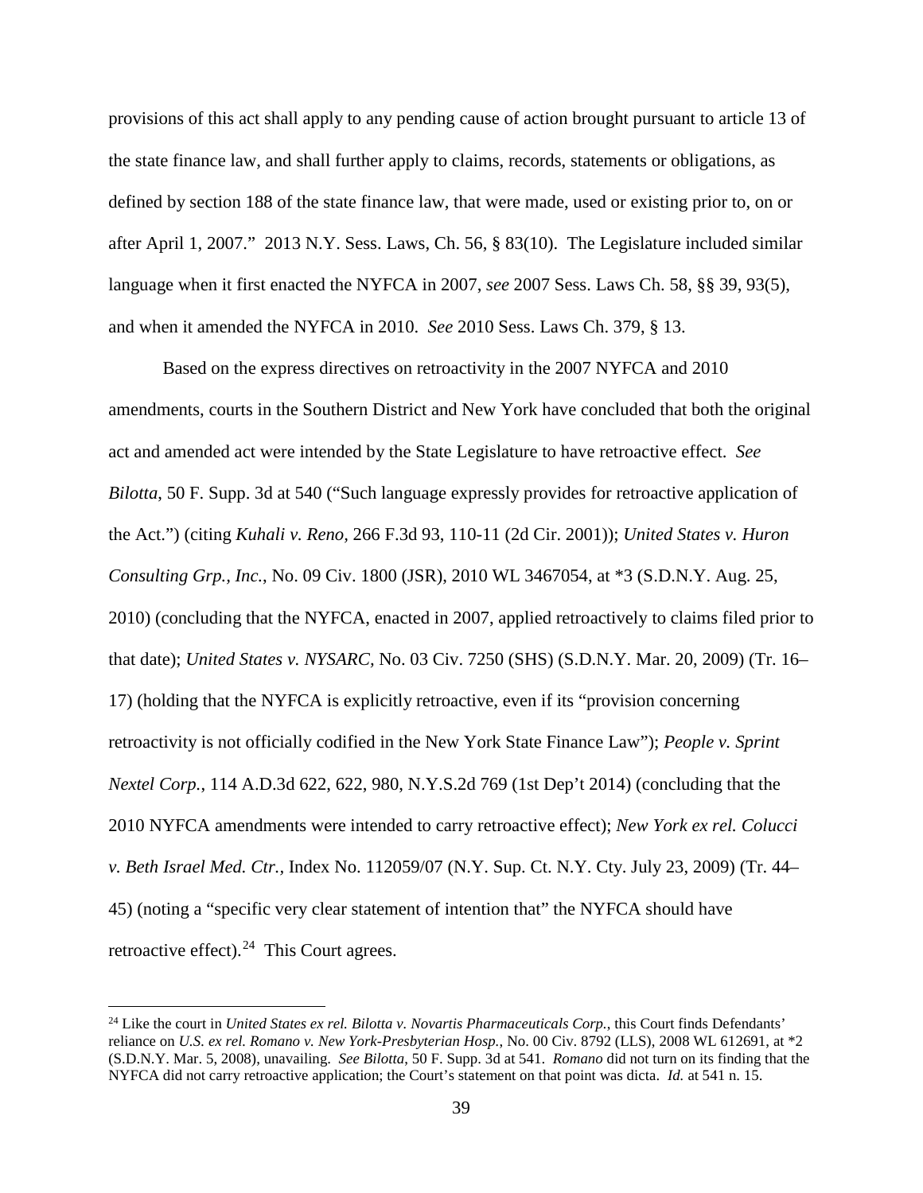provisions of this act shall apply to any pending cause of action brought pursuant to article 13 of the state finance law, and shall further apply to claims, records, statements or obligations, as defined by section 188 of the state finance law, that were made, used or existing prior to, on or after April 1, 2007." 2013 N.Y. Sess. Laws, Ch. 56, § 83(10). The Legislature included similar language when it first enacted the NYFCA in 2007, *see* 2007 Sess. Laws Ch. 58, §§ 39, 93(5), and when it amended the NYFCA in 2010. *See* 2010 Sess. Laws Ch. 379, § 13.

Based on the express directives on retroactivity in the 2007 NYFCA and 2010 amendments, courts in the Southern District and New York have concluded that both the original act and amended act were intended by the State Legislature to have retroactive effect. *See Bilotta*, 50 F. Supp. 3d at 540 ("Such language expressly provides for retroactive application of the Act.") (citing *Kuhali v. Reno*, 266 F.3d 93, 110-11 (2d Cir. 2001)); *United States v. Huron Consulting Grp., Inc.*, No. 09 Civ. 1800 (JSR), 2010 WL 3467054, at *3 (S.D.N.Y. Aug. 25, 2010) (concluding that the NYFCA, enacted in 2007, applied retroactively to claims filed prior to that date); *United States v. NYSARC*, No. 03 Civ. 7250 (SHS) (S.D.N.Y. Mar. 20, 2009) (Tr. 16–17) (holding that the NYFCA is explicitly retroactive, even if its "provision concerning retroactivity is not officially codified in the New York State Finance Law"); *People v. Sprint Nextel Corp.*, 114 A.D.3d 622, 622, 980, N.Y.S.2d 769 (1st Dep't 2014) (concluding that the 2010 NYFCA amendments were intended to carry retroactive effect); *New York ex rel. Colucci v. Beth Israel Med. Ctr.*, Index No. 112059/07 (N.Y. Sup. Ct. N.Y. Cty. July 23, 2009) (Tr. 44–45) (noting a "specific very clear statement of intention that" the NYFCA should have retroactive effect).[24] This Court agrees.

---

[24] Like the court in *United States ex rel. Bilotta v. Novartis Pharmaceuticals Corp.*, this Court finds Defendants' reliance on *U.S. ex rel. Romano v. New York-Presbyterian Hosp.*, No. 00 Civ. 8792 (LLS), 2008 WL 612691, at *2 (S.D.N.Y. Mar. 5, 2008), unavailing. *See Bilotta*, 50 F. Supp. 3d at 541. *Romano* did not turn on its finding that the NYFCA did not carry retroactive application; the Court's statement on that point was dicta. *Id.* at 541 n. 15.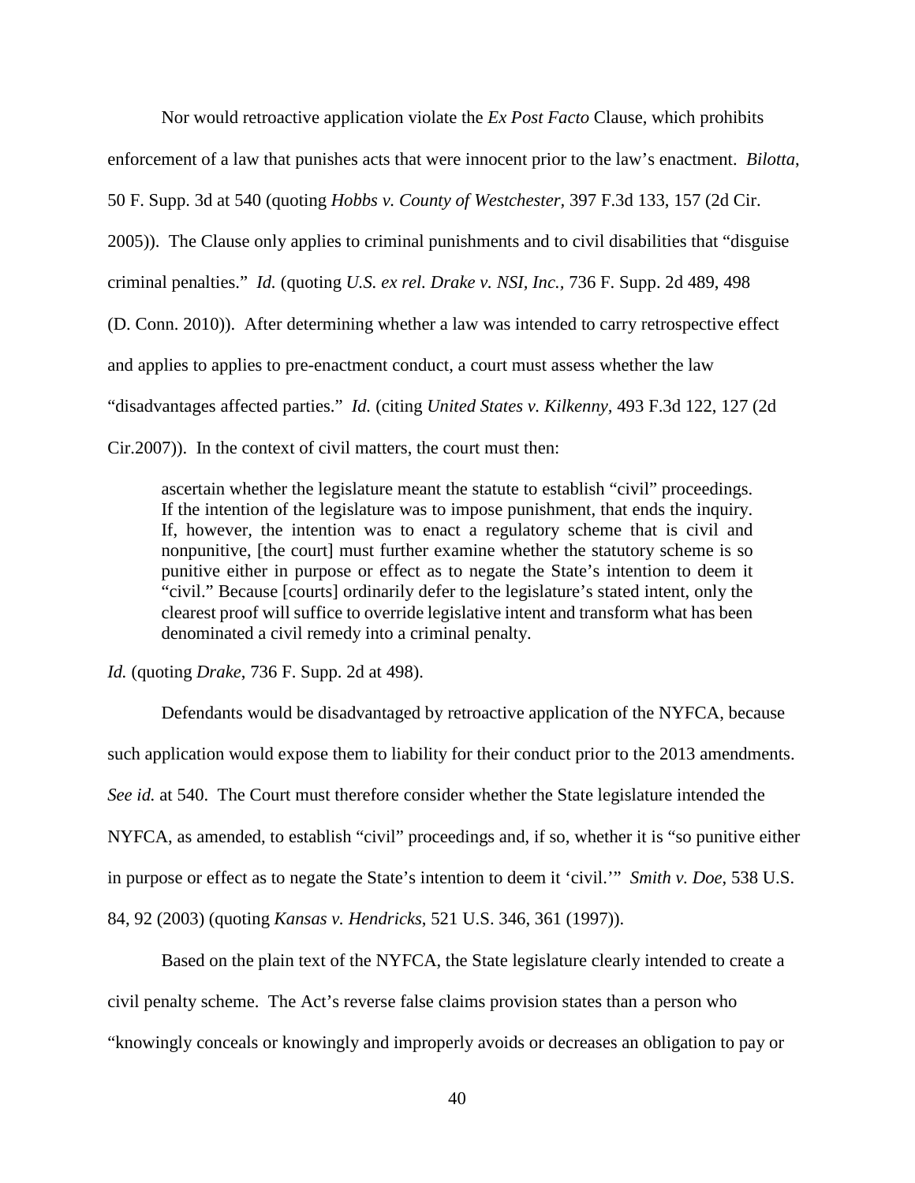Nor would retroactive application violate the *Ex Post Facto* Clause, which prohibits enforcement of a law that punishes acts that were innocent prior to the law's enactment. *Bilotta*, 50 F. Supp. 3d at 540 (quoting *Hobbs v. County of Westchester*, 397 F.3d 133, 157 (2d Cir. 2005)). The Clause only applies to criminal punishments and to civil disabilities that "disguise criminal penalties." *Id.* (quoting *U.S. ex rel. Drake v. NSI, Inc.*, 736 F. Supp. 2d 489, 498 (D. Conn. 2010)). After determining whether a law was intended to carry retrospective effect and applies to applies to pre-enactment conduct, a court must assess whether the law "disadvantages affected parties." *Id.* (citing *United States v. Kilkenny*, 493 F.3d 122, 127 (2d Cir.2007)). In the context of civil matters, the court must then:

> ascertain whether the legislature meant the statute to establish "civil" proceedings. If the intention of the legislature was to impose punishment, that ends the inquiry. If, however, the intention was to enact a regulatory scheme that is civil and nonpunitive, [the court] must further examine whether the statutory scheme is so punitive either in purpose or effect as to negate the State's intention to deem it "civil." Because [courts] ordinarily defer to the legislature's stated intent, only the clearest proof will suffice to override legislative intent and transform what has been denominated a civil remedy into a criminal penalty.

*Id.* (quoting *Drake*, 736 F. Supp. 2d at 498).

Defendants would be disadvantaged by retroactive application of the NYFCA, because such application would expose them to liability for their conduct prior to the 2013 amendments. *See id.* at 540. The Court must therefore consider whether the State legislature intended the NYFCA, as amended, to establish "civil" proceedings and, if so, whether it is "so punitive either in purpose or effect as to negate the State's intention to deem it 'civil.'" *Smith v. Doe*, 538 U.S. 84, 92 (2003) (quoting *Kansas v. Hendricks*, 521 U.S. 346, 361 (1997)).

Based on the plain text of the NYFCA, the State legislature clearly intended to create a civil penalty scheme. The Act's reverse false claims provision states than a person who "knowingly conceals or knowingly and improperly avoids or decreases an obligation to pay or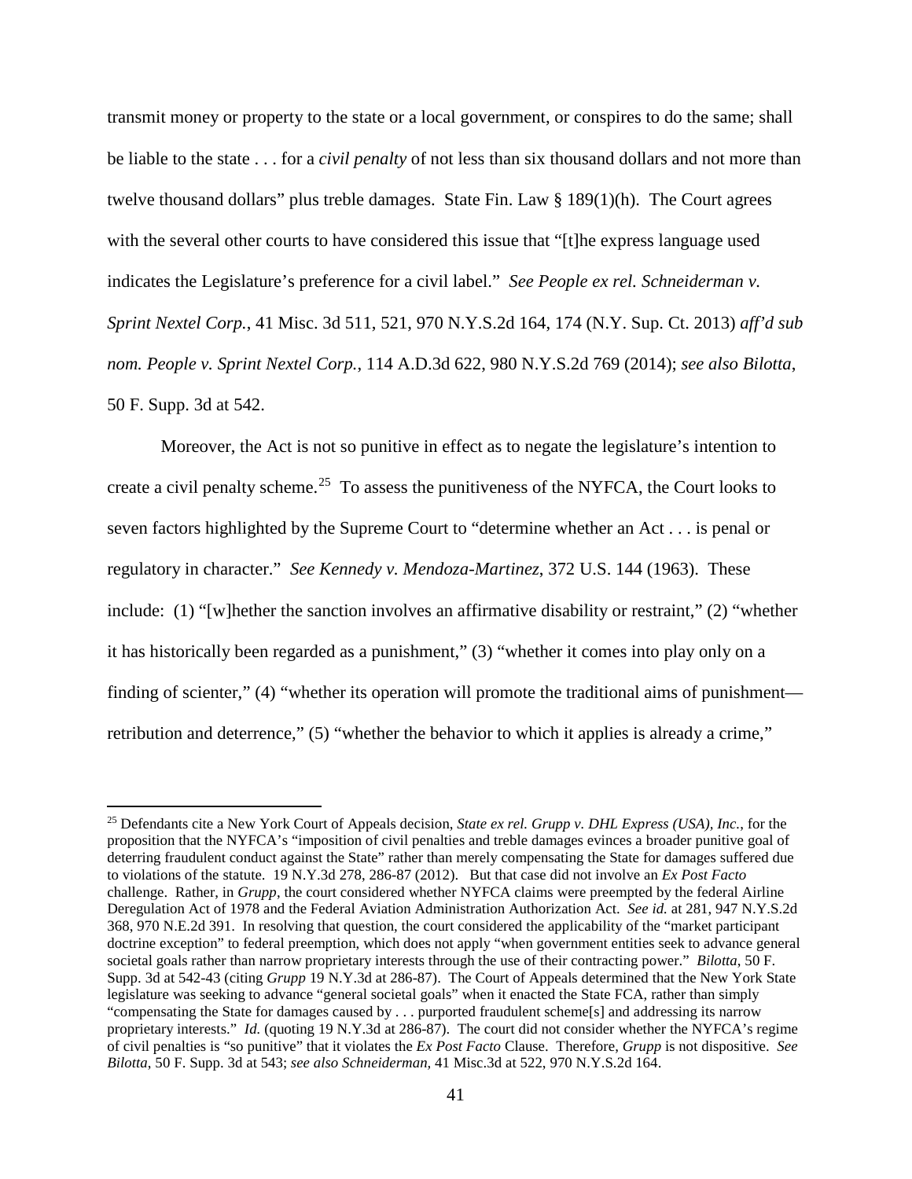transmit money or property to the state or a local government, or conspires to do the same; shall be liable to the state . . . for a *civil penalty* of not less than six thousand dollars and not more than twelve thousand dollars" plus treble damages. State Fin. Law § 189(1)(h). The Court agrees with the several other courts to have considered this issue that "[t]he express language used indicates the Legislature's preference for a civil label." *See People ex rel. Schneiderman v. Sprint Nextel Corp.*, 41 Misc. 3d 511, 521, 970 N.Y.S.2d 164, 174 (N.Y. Sup. Ct. 2013) *aff'd sub nom. People v. Sprint Nextel Corp.*, 114 A.D.3d 622, 980 N.Y.S.2d 769 (2014); *see also Bilotta*, 50 F. Supp. 3d at 542.

Moreover, the Act is not so punitive in effect as to negate the legislature's intention to create a civil penalty scheme.[25] To assess the punitiveness of the NYFCA, the Court looks to seven factors highlighted by the Supreme Court to "determine whether an Act . . . is penal or regulatory in character." *See Kennedy v. Mendoza-Martinez*, 372 U.S. 144 (1963). These include: (1) "[w]hether the sanction involves an affirmative disability or restraint," (2) "whether it has historically been regarded as a punishment," (3) "whether it comes into play only on a finding of scienter," (4) "whether its operation will promote the traditional aims of punishment—retribution and deterrence," (5) "whether the behavior to which it applies is already a crime,"

---

[25] Defendants cite a New York Court of Appeals decision, *State ex rel. Grupp v. DHL Express (USA), Inc.*, for the proposition that the NYFCA's "imposition of civil penalties and treble damages evinces a broader punitive goal of deterring fraudulent conduct against the State" rather than merely compensating the State for damages suffered due to violations of the statute. 19 N.Y.3d 278, 286-87 (2012). But that case did not involve an *Ex Post Facto* challenge. Rather, in *Grupp*, the court considered whether NYFCA claims were preempted by the federal Airline Deregulation Act of 1978 and the Federal Aviation Administration Authorization Act. *See id.* at 281, 947 N.Y.S.2d 368, 970 N.E.2d 391. In resolving that question, the court considered the applicability of the "market participant doctrine exception" to federal preemption, which does not apply "when government entities seek to advance general societal goals rather than narrow proprietary interests through the use of their contracting power." *Bilotta*, 50 F. Supp. 3d at 542-43 (citing *Grupp* 19 N.Y.3d at 286-87). The Court of Appeals determined that the New York State legislature was seeking to advance "general societal goals" when it enacted the State FCA, rather than simply "compensating the State for damages caused by . . . purported fraudulent scheme[s] and addressing its narrow proprietary interests." *Id.* (quoting 19 N.Y.3d at 286-87). The court did not consider whether the NYFCA's regime of civil penalties is "so punitive" that it violates the *Ex Post Facto* Clause. Therefore, *Grupp* is not dispositive. *See Bilotta*, 50 F. Supp. 3d at 543; *see also Schneiderman*, 41 Misc.3d at 522, 970 N.Y.S.2d 164.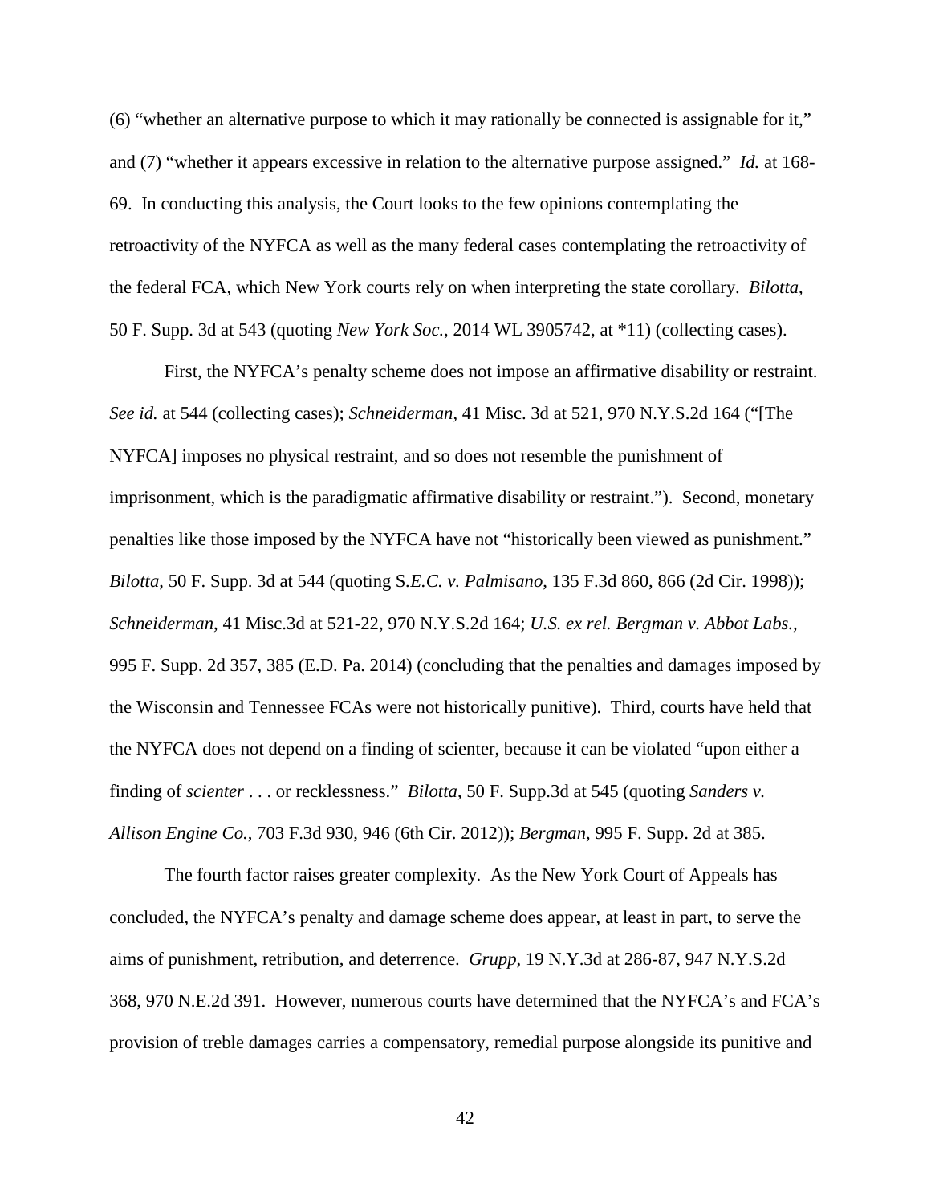(6) "whether an alternative purpose to which it may rationally be connected is assignable for it," and (7) "whether it appears excessive in relation to the alternative purpose assigned." *Id.* at 168-69. In conducting this analysis, the Court looks to the few opinions contemplating the retroactivity of the NYFCA as well as the many federal cases contemplating the retroactivity of the federal FCA, which New York courts rely on when interpreting the state corollary. *Bilotta*, 50 F. Supp. 3d at 543 (quoting *New York Soc.*, 2014 WL 3905742, at *11) (collecting cases).

First, the NYFCA's penalty scheme does not impose an affirmative disability or restraint. *See id.* at 544 (collecting cases); *Schneiderman*, 41 Misc. 3d at 521, 970 N.Y.S.2d 164 ("[The NYFCA] imposes no physical restraint, and so does not resemble the punishment of imprisonment, which is the paradigmatic affirmative disability or restraint."). Second, monetary penalties like those imposed by the NYFCA have not "historically been viewed as punishment." *Bilotta*, 50 F. Supp. 3d at 544 (quoting S*.E.C. v. Palmisano*, 135 F.3d 860, 866 (2d Cir. 1998)); *Schneiderman*, 41 Misc.3d at 521-22, 970 N.Y.S.2d 164; *U.S. ex rel. Bergman v. Abbot Labs.*, 995 F. Supp. 2d 357, 385 (E.D. Pa. 2014) (concluding that the penalties and damages imposed by the Wisconsin and Tennessee FCAs were not historically punitive). Third, courts have held that the NYFCA does not depend on a finding of scienter, because it can be violated "upon either a finding of *scienter* . . . or recklessness." *Bilotta*, 50 F. Supp.3d at 545 (quoting *Sanders v. Allison Engine Co.*, 703 F.3d 930, 946 (6th Cir. 2012)); *Bergman*, 995 F. Supp. 2d at 385.

The fourth factor raises greater complexity. As the New York Court of Appeals has concluded, the NYFCA's penalty and damage scheme does appear, at least in part, to serve the aims of punishment, retribution, and deterrence. *Grupp*, 19 N.Y.3d at 286-87, 947 N.Y.S.2d 368, 970 N.E.2d 391. However, numerous courts have determined that the NYFCA's and FCA's provision of treble damages carries a compensatory, remedial purpose alongside its punitive and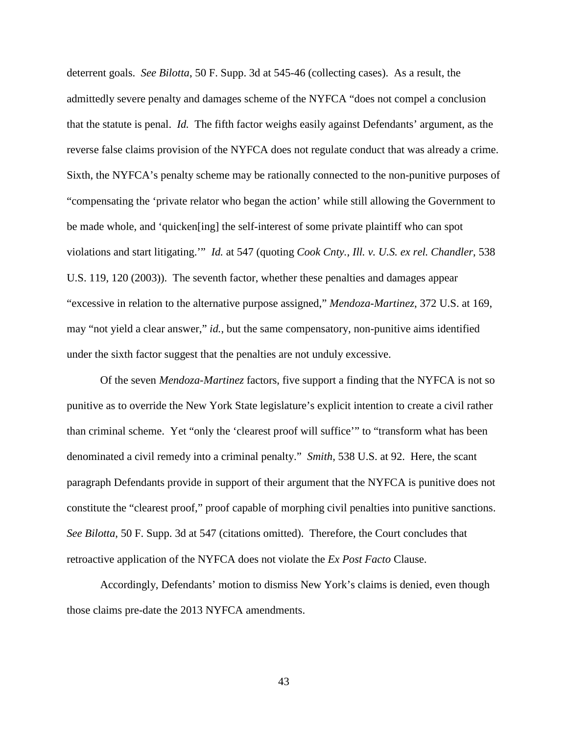deterrent goals. *See Bilotta*, 50 F. Supp. 3d at 545-46 (collecting cases). As a result, the admittedly severe penalty and damages scheme of the NYFCA "does not compel a conclusion that the statute is penal. *Id.* The fifth factor weighs easily against Defendants' argument, as the reverse false claims provision of the NYFCA does not regulate conduct that was already a crime. Sixth, the NYFCA's penalty scheme may be rationally connected to the non-punitive purposes of "compensating the 'private relator who began the action' while still allowing the Government to be made whole, and 'quicken[ing] the self-interest of some private plaintiff who can spot violations and start litigating.'" *Id.* at 547 (quoting *Cook Cnty., Ill. v. U.S. ex rel. Chandler*, 538 U.S. 119, 120 (2003)). The seventh factor, whether these penalties and damages appear "excessive in relation to the alternative purpose assigned," *Mendoza-Martinez*, 372 U.S. at 169, may "not yield a clear answer," *id.*, but the same compensatory, non-punitive aims identified under the sixth factor suggest that the penalties are not unduly excessive.

Of the seven *Mendoza-Martinez* factors, five support a finding that the NYFCA is not so punitive as to override the New York State legislature's explicit intention to create a civil rather than criminal scheme. Yet "only the 'clearest proof will suffice'" to "transform what has been denominated a civil remedy into a criminal penalty." *Smith*, 538 U.S. at 92. Here, the scant paragraph Defendants provide in support of their argument that the NYFCA is punitive does not constitute the "clearest proof," proof capable of morphing civil penalties into punitive sanctions. *See Bilotta*, 50 F. Supp. 3d at 547 (citations omitted). Therefore, the Court concludes that retroactive application of the NYFCA does not violate the *Ex Post Facto* Clause.

Accordingly, Defendants' motion to dismiss New York's claims is denied, even though those claims pre-date the 2013 NYFCA amendments.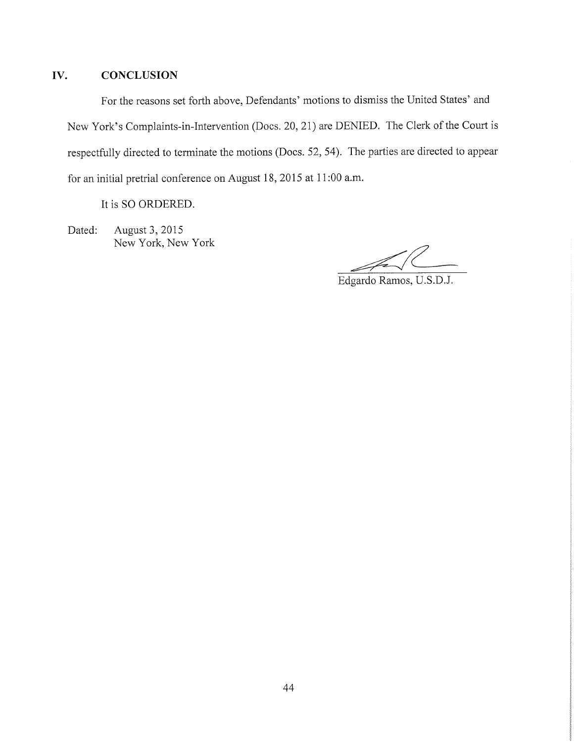## IV. CONCLUSION

For the reasons set forth above, Defendants' motions to dismiss the United States' and New York's Complaints-in-Intervention (Docs. 20, 21) are DENIED. The Clerk of the Court is respectfully directed to terminate the motions (Docs. 52, 54). The parties are directed to appear for an initial pretrial conference on August 18, 2015 at 11:00 a.m.

It is SO ORDERED.

Dated: August 3, 2015
New York, New York

Edgardo Ramos, U.S.D.J.